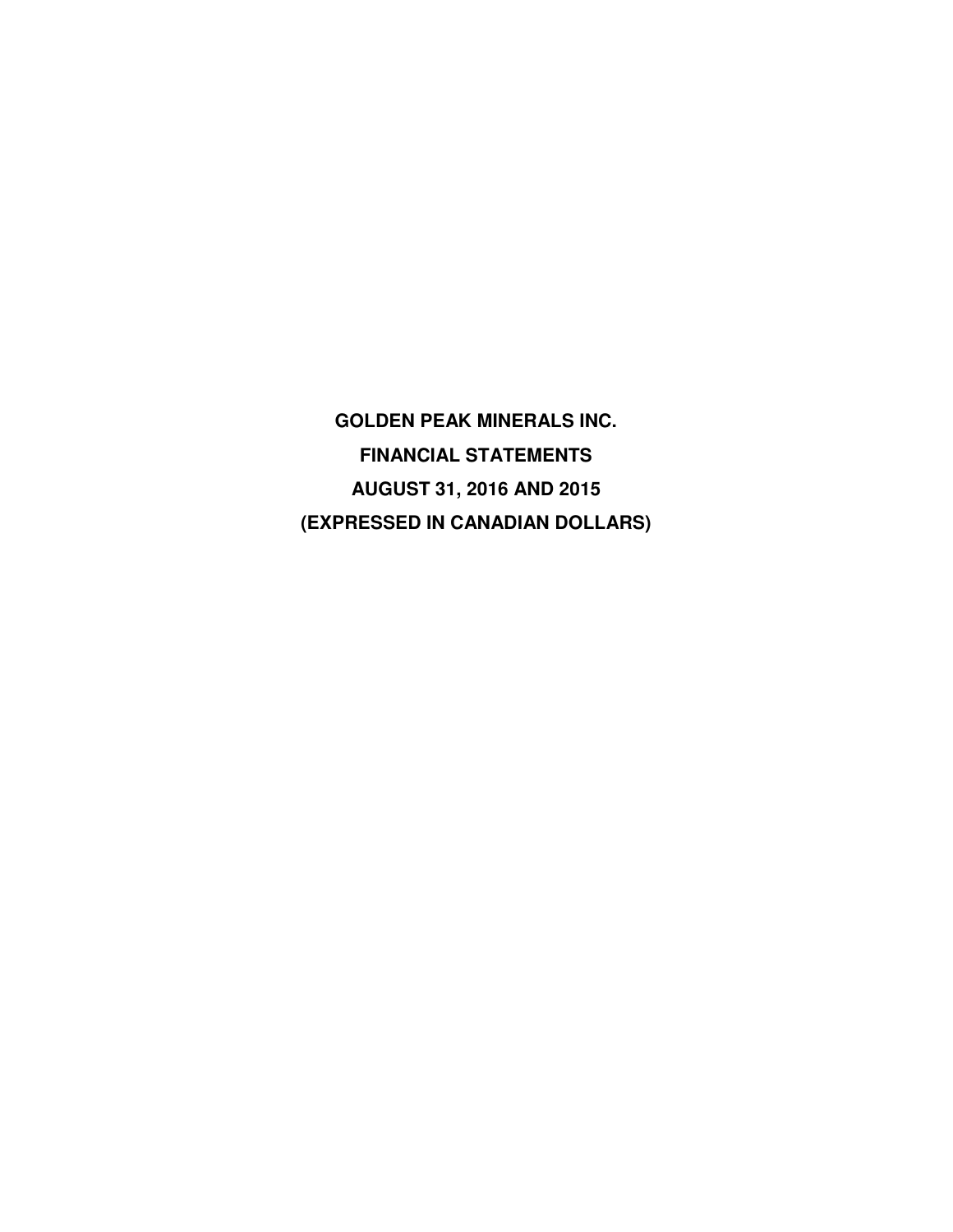**GOLDEN PEAK MINERALS INC.**

**FINANCIAL STATEMENTS**

**AUGUST 31, 2016 AND 2015**

**(EXPRESSED IN CANADIAN DOLLARS)**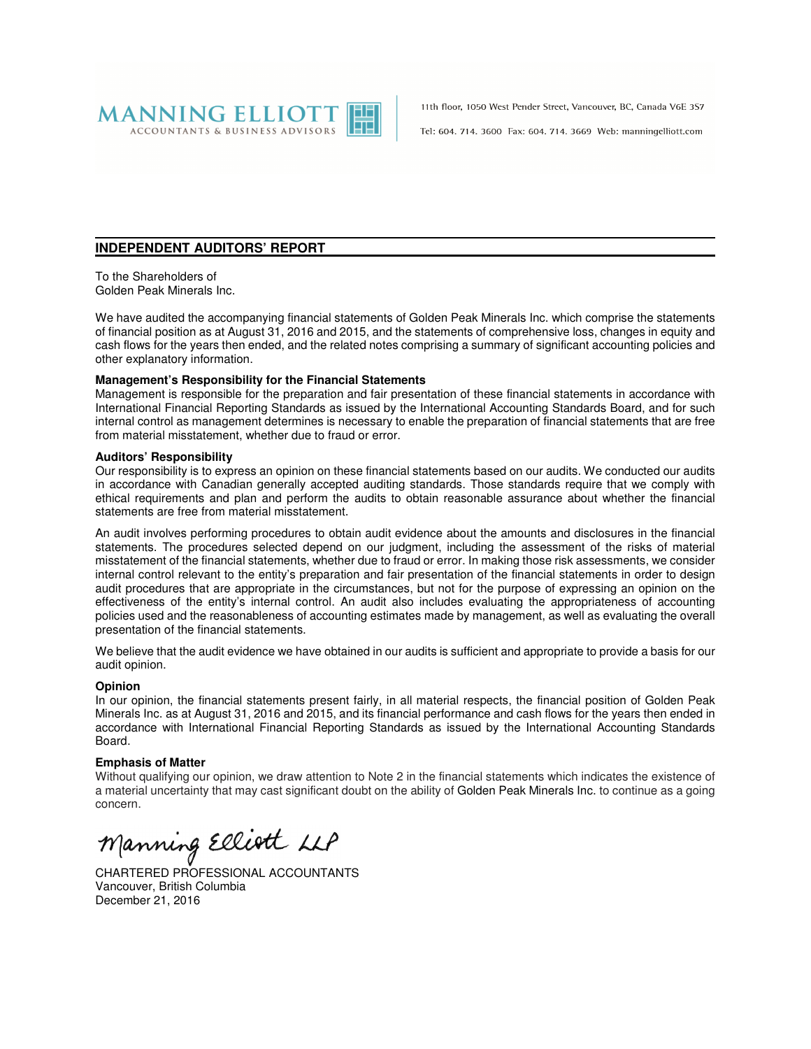MANNING ELLIOTT
ACCOUNTANTS & BUSINESS ADVISORS

11th floor, 1050 West Pender Street, Vancouver, BC, Canada V6E 3S7

Tel: 604. 714. 3600 Fax: 604. 714. 3669 Web: manningelliott.com

## INDEPENDENT AUDITORS' REPORT

To the Shareholders of
Golden Peak Minerals Inc.

We have audited the accompanying financial statements of Golden Peak Minerals Inc. which comprise the statements of financial position as at August 31, 2016 and 2015, and the statements of comprehensive loss, changes in equity and cash flows for the years then ended, and the related notes comprising a summary of significant accounting policies and other explanatory information.

**Management's Responsibility for the Financial Statements**

Management is responsible for the preparation and fair presentation of these financial statements in accordance with International Financial Reporting Standards as issued by the International Accounting Standards Board, and for such internal control as management determines is necessary to enable the preparation of financial statements that are free from material misstatement, whether due to fraud or error.

**Auditors' Responsibility**

Our responsibility is to express an opinion on these financial statements based on our audits. We conducted our audits in accordance with Canadian generally accepted auditing standards. Those standards require that we comply with ethical requirements and plan and perform the audits to obtain reasonable assurance about whether the financial statements are free from material misstatement.

An audit involves performing procedures to obtain audit evidence about the amounts and disclosures in the financial statements. The procedures selected depend on our judgment, including the assessment of the risks of material misstatement of the financial statements, whether due to fraud or error. In making those risk assessments, we consider internal control relevant to the entity's preparation and fair presentation of the financial statements in order to design audit procedures that are appropriate in the circumstances, but not for the purpose of expressing an opinion on the effectiveness of the entity's internal control. An audit also includes evaluating the appropriateness of accounting policies used and the reasonableness of accounting estimates made by management, as well as evaluating the overall presentation of the financial statements.

We believe that the audit evidence we have obtained in our audits is sufficient and appropriate to provide a basis for our audit opinion.

**Opinion**

In our opinion, the financial statements present fairly, in all material respects, the financial position of Golden Peak Minerals Inc. as at August 31, 2016 and 2015, and its financial performance and cash flows for the years then ended in accordance with International Financial Reporting Standards as issued by the International Accounting Standards Board.

**Emphasis of Matter**

Without qualifying our opinion, we draw attention to Note 2 in the financial statements which indicates the existence of a material uncertainty that may cast significant doubt on the ability of Golden Peak Minerals Inc. to continue as a going concern.

Manning Elliott LLP

CHARTERED PROFESSIONAL ACCOUNTANTS
Vancouver, British Columbia
December 21, 2016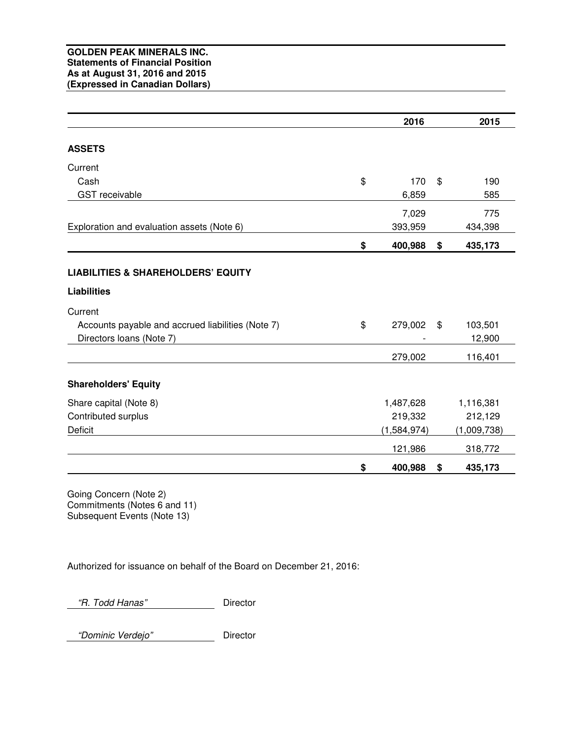**GOLDEN PEAK MINERALS INC.**
**Statements of Financial Position**
**As at August 31, 2016 and 2015**
**(Expressed in Canadian Dollars)**

| | 2016 | 2015 |
|---|---|---|
| **ASSETS** | | |
| Current | | |
| Cash | $ 170 | $ 190 |
| GST receivable | 6,859 | 585 |
| | 7,029 | 775 |
| Exploration and evaluation assets (Note 6) | 393,959 | 434,398 |
| | **$ 400,988** | **$ 435,173** |
| **LIABILITIES & SHAREHOLDERS' EQUITY** | | |
| **Liabilities** | | |
| Current | | |
| Accounts payable and accrued liabilities (Note 7) | $ 279,002 | $ 103,501 |
| Directors loans (Note 7) | - | 12,900 |
| | 279,002 | 116,401 |
| **Shareholders' Equity** | | |
| Share capital (Note 8) | 1,487,628 | 1,116,381 |
| Contributed surplus | 219,332 | 212,129 |
| Deficit | (1,584,974) | (1,009,738) |
| | 121,986 | 318,772 |
| | **$ 400,988** | **$ 435,173** |

Going Concern (Note 2)
Commitments (Notes 6 and 11)
Subsequent Events (Note 13)

Authorized for issuance on behalf of the Board on December 21, 2016:

*"R. Todd Hanas"* Director

*"Dominic Verdejo"* Director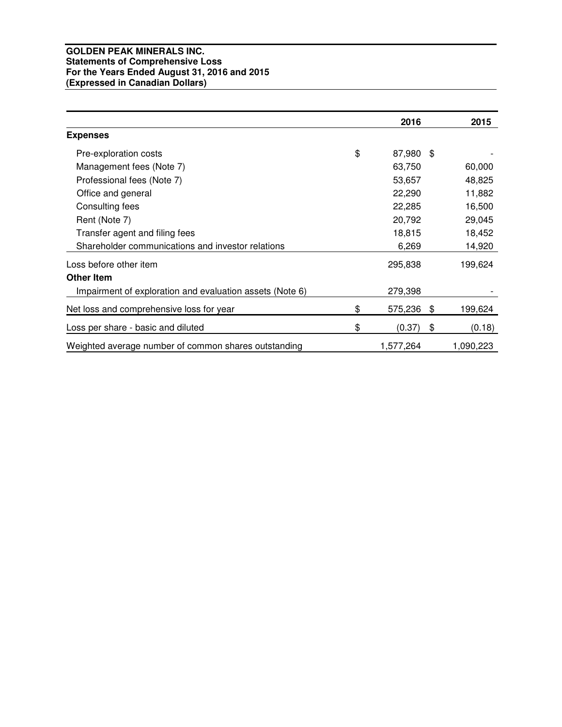**GOLDEN PEAK MINERALS INC.**
**Statements of Comprehensive Loss**
**For the Years Ended August 31, 2016 and 2015**
**(Expressed in Canadian Dollars)**

| | 2016 | 2015 |
|---|---|---|
| **Expenses** | | |
| Pre-exploration costs | $ 87,980 | $ - |
| Management fees (Note 7) | 63,750 | 60,000 |
| Professional fees (Note 7) | 53,657 | 48,825 |
| Office and general | 22,290 | 11,882 |
| Consulting fees | 22,285 | 16,500 |
| Rent (Note 7) | 20,792 | 29,045 |
| Transfer agent and filing fees | 18,815 | 18,452 |
| Shareholder communications and investor relations | 6,269 | 14,920 |
| Loss before other item | 295,838 | 199,624 |
| **Other Item** | | |
| Impairment of exploration and evaluation assets (Note 6) | 279,398 | - |
| Net loss and comprehensive loss for year | $ 575,236 | $ 199,624 |
| Loss per share - basic and diluted | $ (0.37) | $ (0.18) |
| Weighted average number of common shares outstanding | 1,577,264 | 1,090,223 |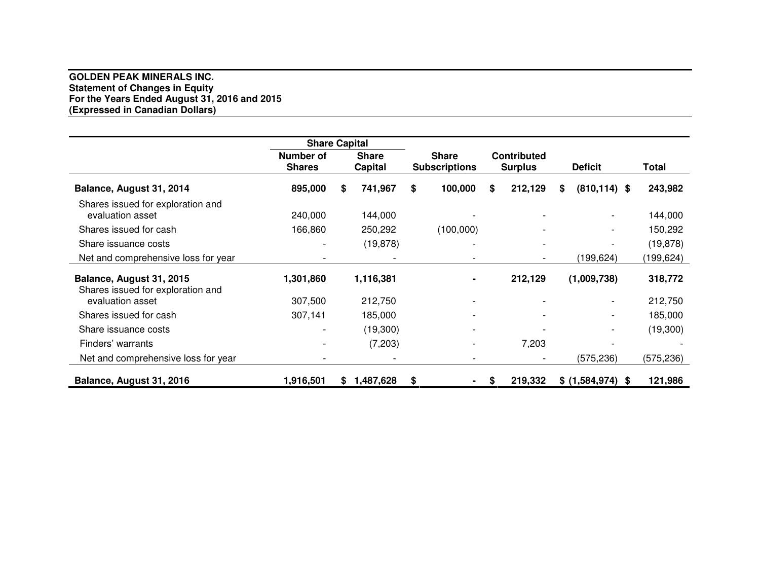**GOLDEN PEAK MINERALS INC.**
**Statement of Changes in Equity**
**For the Years Ended August 31, 2016 and 2015**
**(Expressed in Canadian Dollars)**

| | Share Capital | | | | | |
|---|---|---|---|---|---|---|
| | Number of Shares | Share Capital | Share Subscriptions | Contributed Surplus | Deficit | Total |
| **Balance, August 31, 2014** | **895,000** | **$ 741,967** | **$ 100,000** | **$ 212,129** | **$ (810,114)** | **$ 243,982** |
| Shares issued for exploration and evaluation asset | 240,000 | 144,000 | - | - | - | 144,000 |
| Shares issued for cash | 166,860 | 250,292 | (100,000) | - | - | 150,292 |
| Share issuance costs | - | (19,878) | - | - | - | (19,878) |
| Net and comprehensive loss for year | - | - | - | - | (199,624) | (199,624) |
| **Balance, August 31, 2015** | **1,301,860** | **1,116,381** | **-** | **212,129** | **(1,009,738)** | **318,772** |
| Shares issued for exploration and evaluation asset | 307,500 | 212,750 | - | - | - | 212,750 |
| Shares issued for cash | 307,141 | 185,000 | - | - | - | 185,000 |
| Share issuance costs | - | (19,300) | - | - | - | (19,300) |
| Finders' warrants | - | (7,203) | - | 7,203 | - | - |
| Net and comprehensive loss for year | - | - | - | - | (575,236) | (575,236) |
| **Balance, August 31, 2016** | **1,916,501** | **$ 1,487,628** | **$ -** | **$ 219,332** | **$ (1,584,974)** | **$ 121,986** |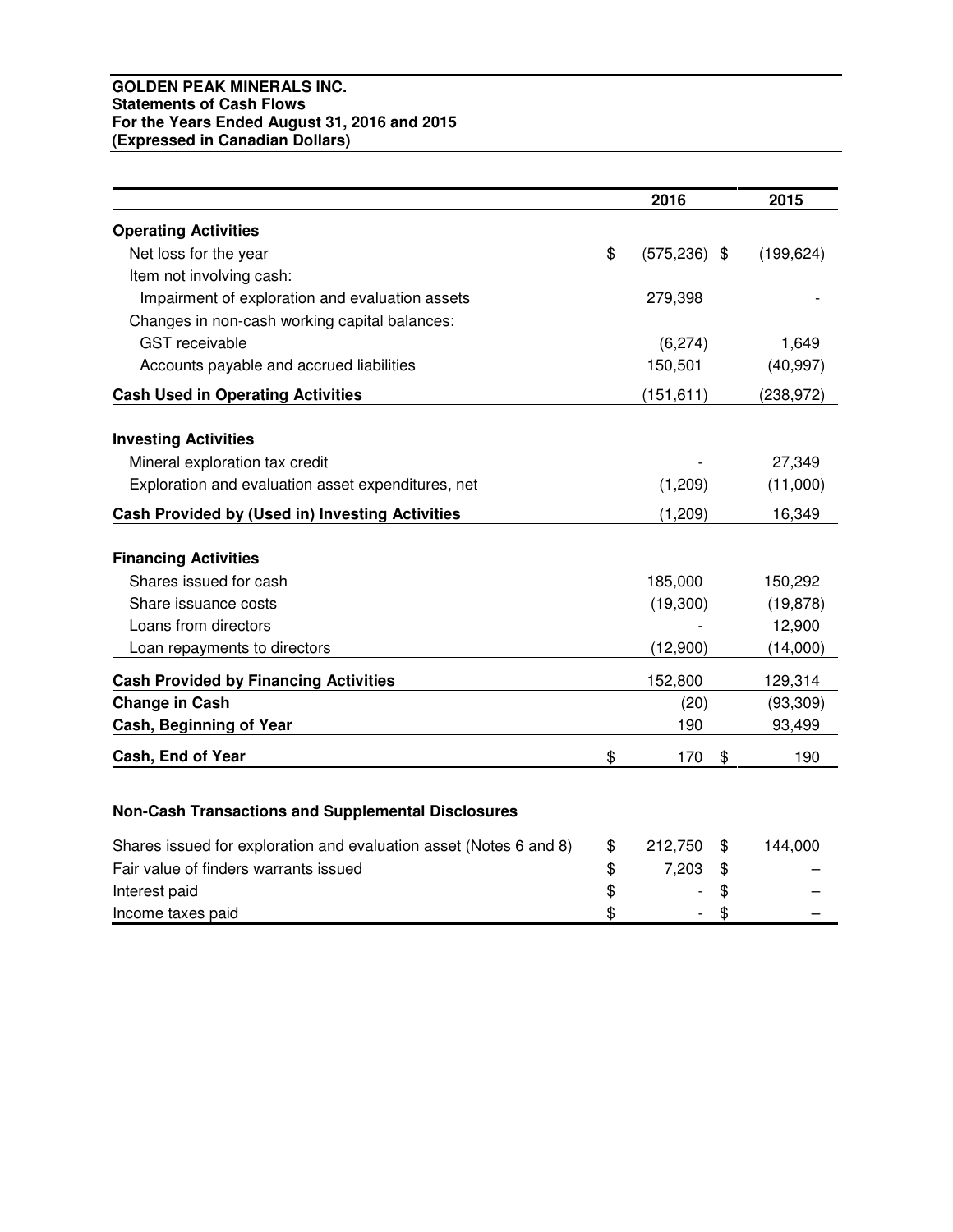**GOLDEN PEAK MINERALS INC.**
**Statements of Cash Flows**
**For the Years Ended August 31, 2016 and 2015**
**(Expressed in Canadian Dollars)**

| | 2016 | 2015 |
|---|---|---|
| **Operating Activities** | | |
| Net loss for the year | $ (575,236) | $ (199,624) |
| Item not involving cash: | | |
| Impairment of exploration and evaluation assets | 279,398 | - |
| Changes in non-cash working capital balances: | | |
| GST receivable | (6,274) | 1,649 |
| Accounts payable and accrued liabilities | 150,501 | (40,997) |
| **Cash Used in Operating Activities** | (151,611) | (238,972) |
| **Investing Activities** | | |
| Mineral exploration tax credit | - | 27,349 |
| Exploration and evaluation asset expenditures, net | (1,209) | (11,000) |
| **Cash Provided by (Used in) Investing Activities** | (1,209) | 16,349 |
| **Financing Activities** | | |
| Shares issued for cash | 185,000 | 150,292 |
| Share issuance costs | (19,300) | (19,878) |
| Loans from directors | - | 12,900 |
| Loan repayments to directors | (12,900) | (14,000) |
| **Cash Provided by Financing Activities** | 152,800 | 129,314 |
| **Change in Cash** | (20) | (93,309) |
| **Cash, Beginning of Year** | 190 | 93,499 |
| **Cash, End of Year** | $ 170 | $ 190 |

**Non-Cash Transactions and Supplemental Disclosures**

| | 2016 | 2015 |
|---|---|---|
| Shares issued for exploration and evaluation asset (Notes 6 and 8) | $ 212,750 | $ 144,000 |
| Fair value of finders warrants issued | $ 7,203 | $ – |
| Interest paid | $ - | $ – |
| Income taxes paid | $ - | $ – |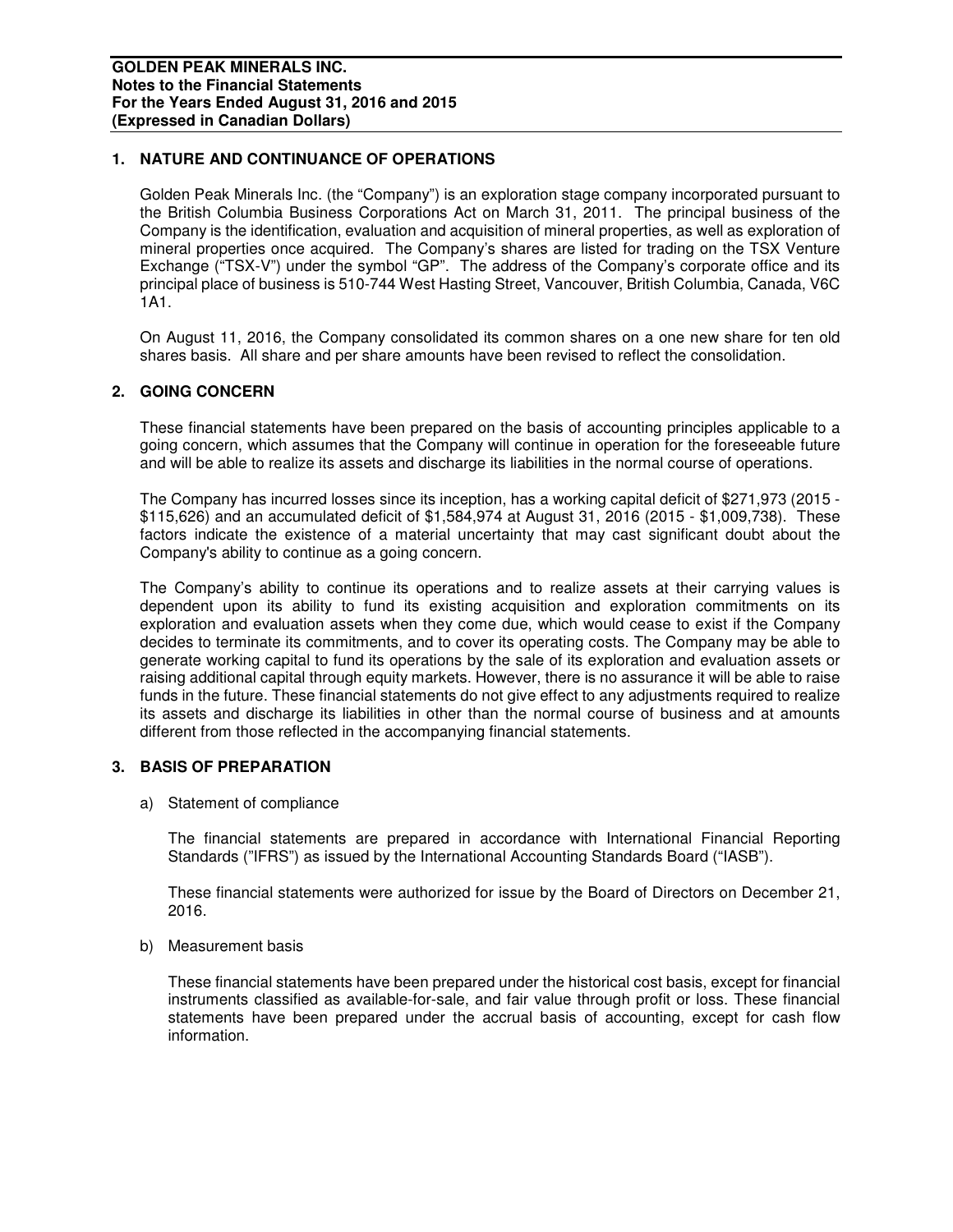## 1. NATURE AND CONTINUANCE OF OPERATIONS

Golden Peak Minerals Inc. (the "Company") is an exploration stage company incorporated pursuant to the British Columbia Business Corporations Act on March 31, 2011. The principal business of the Company is the identification, evaluation and acquisition of mineral properties, as well as exploration of mineral properties once acquired. The Company's shares are listed for trading on the TSX Venture Exchange ("TSX-V") under the symbol "GP". The address of the Company's corporate office and its principal place of business is 510-744 West Hasting Street, Vancouver, British Columbia, Canada, V6C 1A1.

On August 11, 2016, the Company consolidated its common shares on a one new share for ten old shares basis. All share and per share amounts have been revised to reflect the consolidation.

## 2. GOING CONCERN

These financial statements have been prepared on the basis of accounting principles applicable to a going concern, which assumes that the Company will continue in operation for the foreseeable future and will be able to realize its assets and discharge its liabilities in the normal course of operations.

The Company has incurred losses since its inception, has a working capital deficit of $271,973 (2015 - $115,626) and an accumulated deficit of $1,584,974 at August 31, 2016 (2015 - $1,009,738). These factors indicate the existence of a material uncertainty that may cast significant doubt about the Company's ability to continue as a going concern.

The Company's ability to continue its operations and to realize assets at their carrying values is dependent upon its ability to fund its existing acquisition and exploration commitments on its exploration and evaluation assets when they come due, which would cease to exist if the Company decides to terminate its commitments, and to cover its operating costs. The Company may be able to generate working capital to fund its operations by the sale of its exploration and evaluation assets or raising additional capital through equity markets. However, there is no assurance it will be able to raise funds in the future. These financial statements do not give effect to any adjustments required to realize its assets and discharge its liabilities in other than the normal course of business and at amounts different from those reflected in the accompanying financial statements.

## 3. BASIS OF PREPARATION

a) Statement of compliance

The financial statements are prepared in accordance with International Financial Reporting Standards ("IFRS") as issued by the International Accounting Standards Board ("IASB").

These financial statements were authorized for issue by the Board of Directors on December 21, 2016.

b) Measurement basis

These financial statements have been prepared under the historical cost basis, except for financial instruments classified as available-for-sale, and fair value through profit or loss. These financial statements have been prepared under the accrual basis of accounting, except for cash flow information.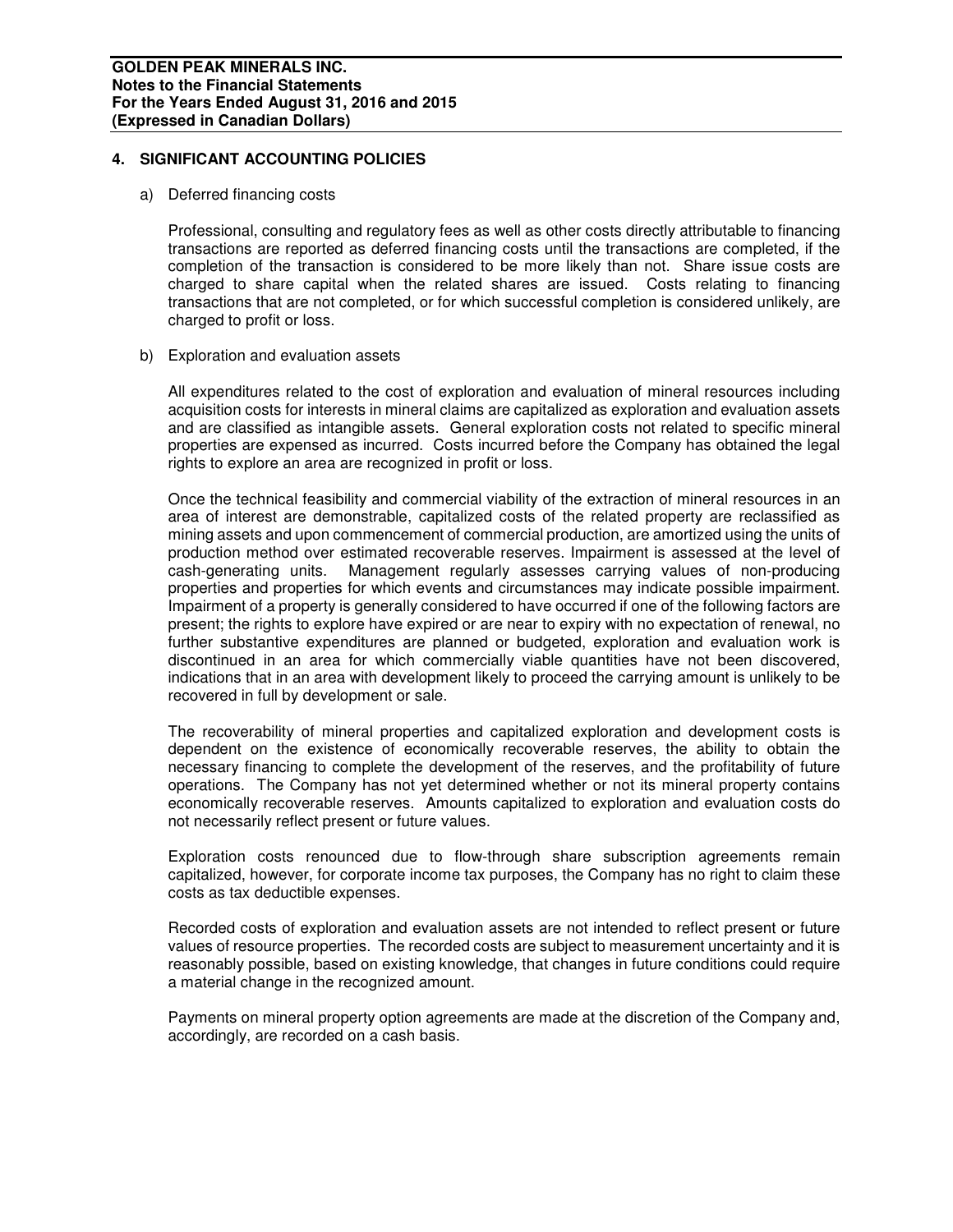## 4. SIGNIFICANT ACCOUNTING POLICIES

a) Deferred financing costs

Professional, consulting and regulatory fees as well as other costs directly attributable to financing transactions are reported as deferred financing costs until the transactions are completed, if the completion of the transaction is considered to be more likely than not. Share issue costs are charged to share capital when the related shares are issued. Costs relating to financing transactions that are not completed, or for which successful completion is considered unlikely, are charged to profit or loss.

b) Exploration and evaluation assets

All expenditures related to the cost of exploration and evaluation of mineral resources including acquisition costs for interests in mineral claims are capitalized as exploration and evaluation assets and are classified as intangible assets. General exploration costs not related to specific mineral properties are expensed as incurred. Costs incurred before the Company has obtained the legal rights to explore an area are recognized in profit or loss.

Once the technical feasibility and commercial viability of the extraction of mineral resources in an area of interest are demonstrable, capitalized costs of the related property are reclassified as mining assets and upon commencement of commercial production, are amortized using the units of production method over estimated recoverable reserves. Impairment is assessed at the level of cash-generating units. Management regularly assesses carrying values of non-producing properties and properties for which events and circumstances may indicate possible impairment. Impairment of a property is generally considered to have occurred if one of the following factors are present; the rights to explore have expired or are near to expiry with no expectation of renewal, no further substantive expenditures are planned or budgeted, exploration and evaluation work is discontinued in an area for which commercially viable quantities have not been discovered, indications that in an area with development likely to proceed the carrying amount is unlikely to be recovered in full by development or sale.

The recoverability of mineral properties and capitalized exploration and development costs is dependent on the existence of economically recoverable reserves, the ability to obtain the necessary financing to complete the development of the reserves, and the profitability of future operations. The Company has not yet determined whether or not its mineral property contains economically recoverable reserves. Amounts capitalized to exploration and evaluation costs do not necessarily reflect present or future values.

Exploration costs renounced due to flow-through share subscription agreements remain capitalized, however, for corporate income tax purposes, the Company has no right to claim these costs as tax deductible expenses.

Recorded costs of exploration and evaluation assets are not intended to reflect present or future values of resource properties. The recorded costs are subject to measurement uncertainty and it is reasonably possible, based on existing knowledge, that changes in future conditions could require a material change in the recognized amount.

Payments on mineral property option agreements are made at the discretion of the Company and, accordingly, are recorded on a cash basis.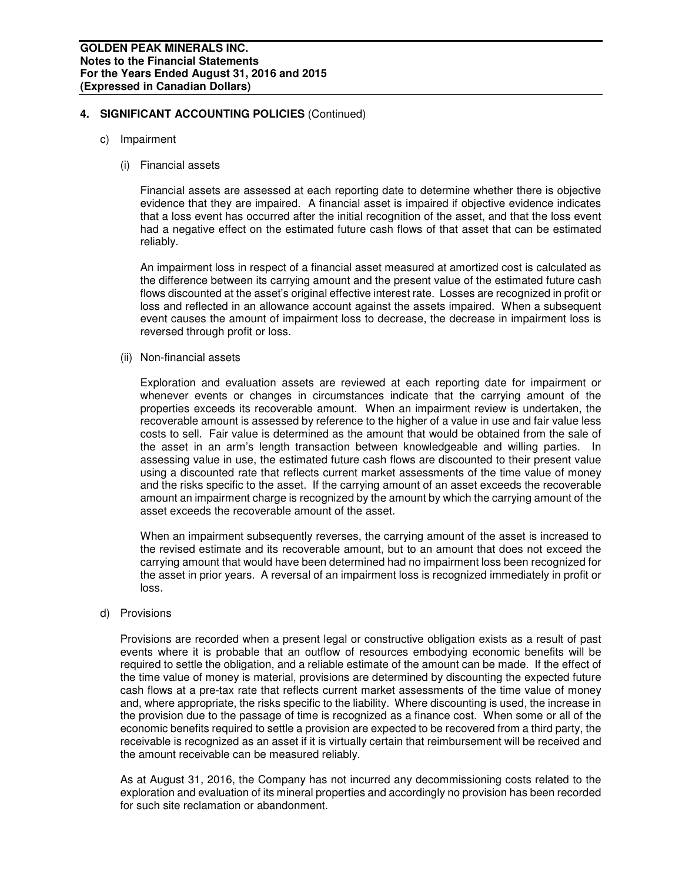## 4. SIGNIFICANT ACCOUNTING POLICIES (Continued)

c) Impairment

(i) Financial assets

Financial assets are assessed at each reporting date to determine whether there is objective evidence that they are impaired. A financial asset is impaired if objective evidence indicates that a loss event has occurred after the initial recognition of the asset, and that the loss event had a negative effect on the estimated future cash flows of that asset that can be estimated reliably.

An impairment loss in respect of a financial asset measured at amortized cost is calculated as the difference between its carrying amount and the present value of the estimated future cash flows discounted at the asset's original effective interest rate. Losses are recognized in profit or loss and reflected in an allowance account against the assets impaired. When a subsequent event causes the amount of impairment loss to decrease, the decrease in impairment loss is reversed through profit or loss.

(ii) Non-financial assets

Exploration and evaluation assets are reviewed at each reporting date for impairment or whenever events or changes in circumstances indicate that the carrying amount of the properties exceeds its recoverable amount. When an impairment review is undertaken, the recoverable amount is assessed by reference to the higher of a value in use and fair value less costs to sell. Fair value is determined as the amount that would be obtained from the sale of the asset in an arm's length transaction between knowledgeable and willing parties. In assessing value in use, the estimated future cash flows are discounted to their present value using a discounted rate that reflects current market assessments of the time value of money and the risks specific to the asset. If the carrying amount of an asset exceeds the recoverable amount an impairment charge is recognized by the amount by which the carrying amount of the asset exceeds the recoverable amount of the asset.

When an impairment subsequently reverses, the carrying amount of the asset is increased to the revised estimate and its recoverable amount, but to an amount that does not exceed the carrying amount that would have been determined had no impairment loss been recognized for the asset in prior years. A reversal of an impairment loss is recognized immediately in profit or loss.

d) Provisions

Provisions are recorded when a present legal or constructive obligation exists as a result of past events where it is probable that an outflow of resources embodying economic benefits will be required to settle the obligation, and a reliable estimate of the amount can be made. If the effect of the time value of money is material, provisions are determined by discounting the expected future cash flows at a pre-tax rate that reflects current market assessments of the time value of money and, where appropriate, the risks specific to the liability. Where discounting is used, the increase in the provision due to the passage of time is recognized as a finance cost. When some or all of the economic benefits required to settle a provision are expected to be recovered from a third party, the receivable is recognized as an asset if it is virtually certain that reimbursement will be received and the amount receivable can be measured reliably.

As at August 31, 2016, the Company has not incurred any decommissioning costs related to the exploration and evaluation of its mineral properties and accordingly no provision has been recorded for such site reclamation or abandonment.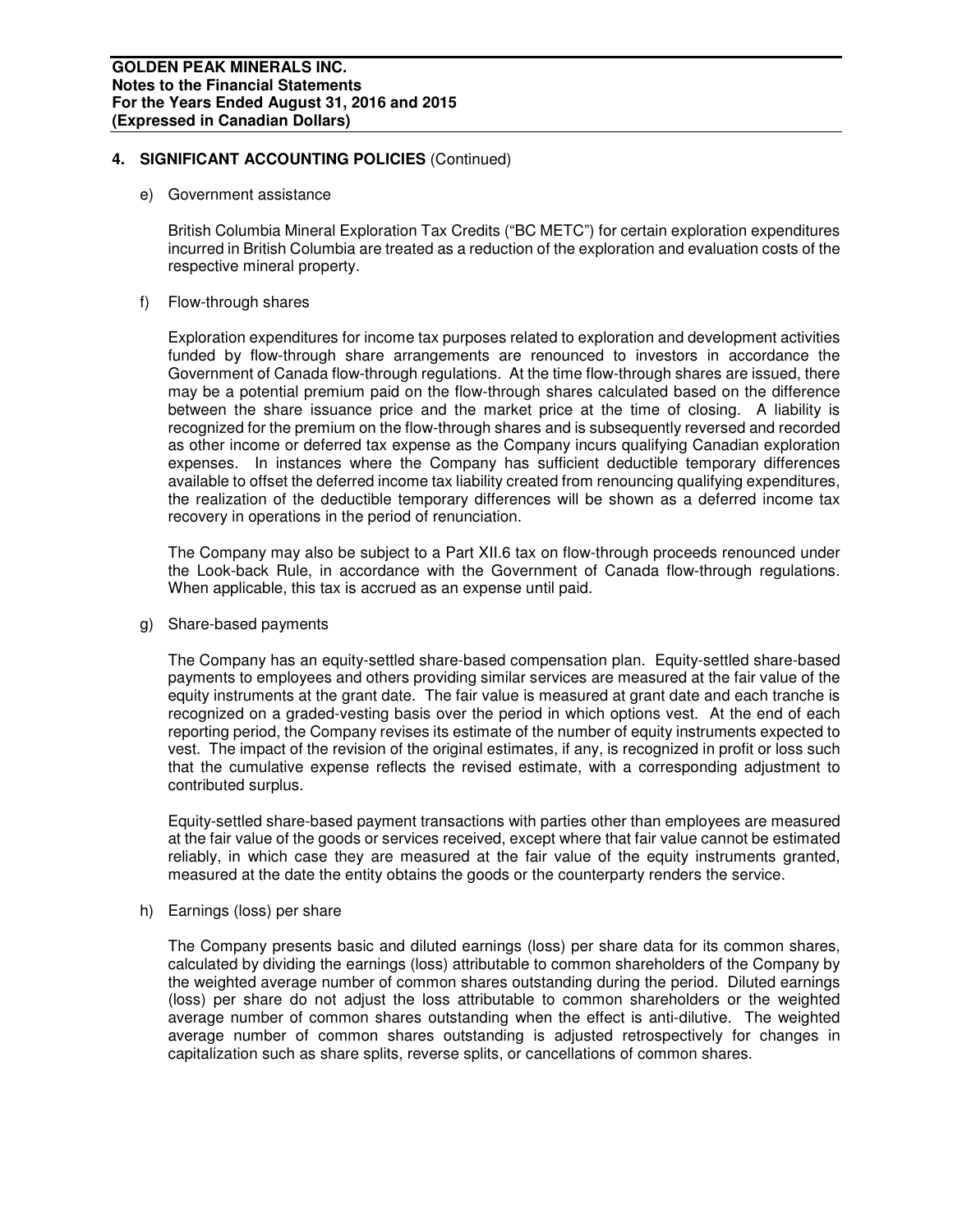## 4. SIGNIFICANT ACCOUNTING POLICIES (Continued)

e) Government assistance

British Columbia Mineral Exploration Tax Credits ("BC METC") for certain exploration expenditures incurred in British Columbia are treated as a reduction of the exploration and evaluation costs of the respective mineral property.

f) Flow-through shares

Exploration expenditures for income tax purposes related to exploration and development activities funded by flow-through share arrangements are renounced to investors in accordance the Government of Canada flow-through regulations. At the time flow-through shares are issued, there may be a potential premium paid on the flow-through shares calculated based on the difference between the share issuance price and the market price at the time of closing. A liability is recognized for the premium on the flow-through shares and is subsequently reversed and recorded as other income or deferred tax expense as the Company incurs qualifying Canadian exploration expenses. In instances where the Company has sufficient deductible temporary differences available to offset the deferred income tax liability created from renouncing qualifying expenditures, the realization of the deductible temporary differences will be shown as a deferred income tax recovery in operations in the period of renunciation.

The Company may also be subject to a Part XII.6 tax on flow-through proceeds renounced under the Look-back Rule, in accordance with the Government of Canada flow-through regulations. When applicable, this tax is accrued as an expense until paid.

g) Share-based payments

The Company has an equity-settled share-based compensation plan. Equity-settled share-based payments to employees and others providing similar services are measured at the fair value of the equity instruments at the grant date. The fair value is measured at grant date and each tranche is recognized on a graded-vesting basis over the period in which options vest. At the end of each reporting period, the Company revises its estimate of the number of equity instruments expected to vest. The impact of the revision of the original estimates, if any, is recognized in profit or loss such that the cumulative expense reflects the revised estimate, with a corresponding adjustment to contributed surplus.

Equity-settled share-based payment transactions with parties other than employees are measured at the fair value of the goods or services received, except where that fair value cannot be estimated reliably, in which case they are measured at the fair value of the equity instruments granted, measured at the date the entity obtains the goods or the counterparty renders the service.

h) Earnings (loss) per share

The Company presents basic and diluted earnings (loss) per share data for its common shares, calculated by dividing the earnings (loss) attributable to common shareholders of the Company by the weighted average number of common shares outstanding during the period. Diluted earnings (loss) per share do not adjust the loss attributable to common shareholders or the weighted average number of common shares outstanding when the effect is anti-dilutive. The weighted average number of common shares outstanding is adjusted retrospectively for changes in capitalization such as share splits, reverse splits, or cancellations of common shares.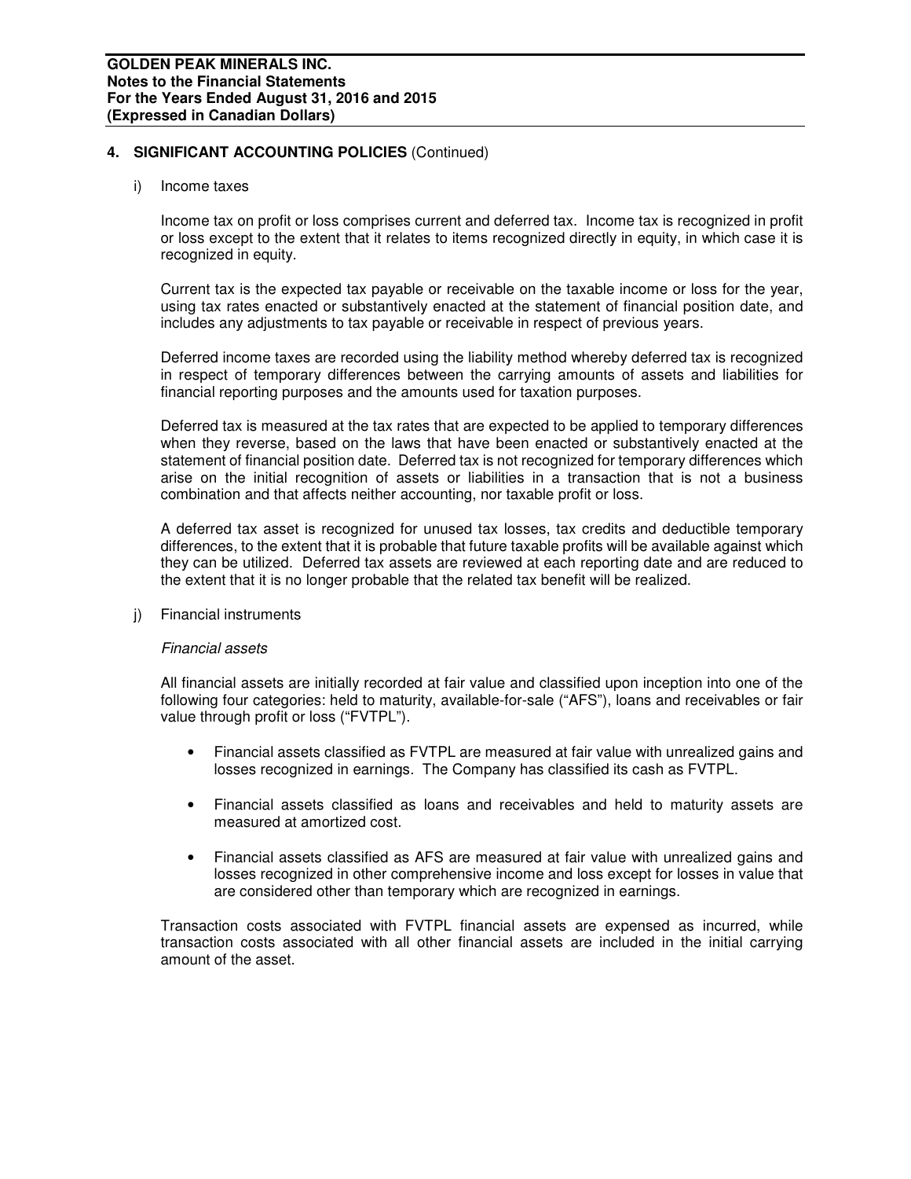## 4. SIGNIFICANT ACCOUNTING POLICIES (Continued)

i) Income taxes

Income tax on profit or loss comprises current and deferred tax. Income tax is recognized in profit or loss except to the extent that it relates to items recognized directly in equity, in which case it is recognized in equity.

Current tax is the expected tax payable or receivable on the taxable income or loss for the year, using tax rates enacted or substantively enacted at the statement of financial position date, and includes any adjustments to tax payable or receivable in respect of previous years.

Deferred income taxes are recorded using the liability method whereby deferred tax is recognized in respect of temporary differences between the carrying amounts of assets and liabilities for financial reporting purposes and the amounts used for taxation purposes.

Deferred tax is measured at the tax rates that are expected to be applied to temporary differences when they reverse, based on the laws that have been enacted or substantively enacted at the statement of financial position date. Deferred tax is not recognized for temporary differences which arise on the initial recognition of assets or liabilities in a transaction that is not a business combination and that affects neither accounting, nor taxable profit or loss.

A deferred tax asset is recognized for unused tax losses, tax credits and deductible temporary differences, to the extent that it is probable that future taxable profits will be available against which they can be utilized. Deferred tax assets are reviewed at each reporting date and are reduced to the extent that it is no longer probable that the related tax benefit will be realized.

j) Financial instruments

*Financial assets*

All financial assets are initially recorded at fair value and classified upon inception into one of the following four categories: held to maturity, available-for-sale ("AFS"), loans and receivables or fair value through profit or loss ("FVTPL").

- Financial assets classified as FVTPL are measured at fair value with unrealized gains and losses recognized in earnings. The Company has classified its cash as FVTPL.
- Financial assets classified as loans and receivables and held to maturity assets are measured at amortized cost.
- Financial assets classified as AFS are measured at fair value with unrealized gains and losses recognized in other comprehensive income and loss except for losses in value that are considered other than temporary which are recognized in earnings.

Transaction costs associated with FVTPL financial assets are expensed as incurred, while transaction costs associated with all other financial assets are included in the initial carrying amount of the asset.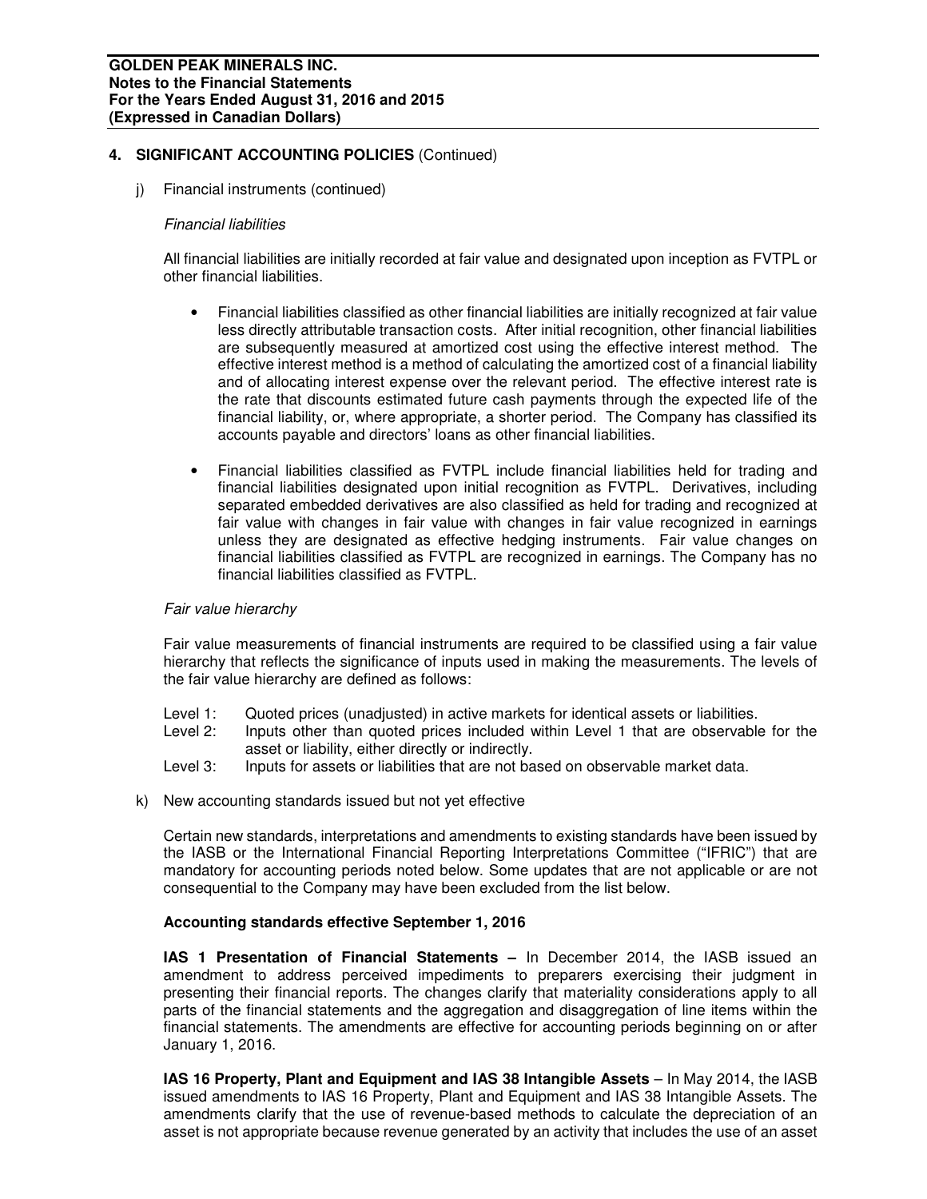## 4. SIGNIFICANT ACCOUNTING POLICIES (Continued)

j) Financial instruments (continued)

*Financial liabilities*

All financial liabilities are initially recorded at fair value and designated upon inception as FVTPL or other financial liabilities.

- Financial liabilities classified as other financial liabilities are initially recognized at fair value less directly attributable transaction costs. After initial recognition, other financial liabilities are subsequently measured at amortized cost using the effective interest method. The effective interest method is a method of calculating the amortized cost of a financial liability and of allocating interest expense over the relevant period. The effective interest rate is the rate that discounts estimated future cash payments through the expected life of the financial liability, or, where appropriate, a shorter period. The Company has classified its accounts payable and directors' loans as other financial liabilities.

- Financial liabilities classified as FVTPL include financial liabilities held for trading and financial liabilities designated upon initial recognition as FVTPL. Derivatives, including separated embedded derivatives are also classified as held for trading and recognized at fair value with changes in fair value with changes in fair value recognized in earnings unless they are designated as effective hedging instruments. Fair value changes on financial liabilities classified as FVTPL are recognized in earnings. The Company has no financial liabilities classified as FVTPL.

*Fair value hierarchy*

Fair value measurements of financial instruments are required to be classified using a fair value hierarchy that reflects the significance of inputs used in making the measurements. The levels of the fair value hierarchy are defined as follows:

Level 1: Quoted prices (unadjusted) in active markets for identical assets or liabilities.
Level 2: Inputs other than quoted prices included within Level 1 that are observable for the asset or liability, either directly or indirectly.
Level 3: Inputs for assets or liabilities that are not based on observable market data.

k) New accounting standards issued but not yet effective

Certain new standards, interpretations and amendments to existing standards have been issued by the IASB or the International Financial Reporting Interpretations Committee ("IFRIC") that are mandatory for accounting periods noted below. Some updates that are not applicable or are not consequential to the Company may have been excluded from the list below.

**Accounting standards effective September 1, 2016**

**IAS 1 Presentation of Financial Statements –** In December 2014, the IASB issued an amendment to address perceived impediments to preparers exercising their judgment in presenting their financial reports. The changes clarify that materiality considerations apply to all parts of the financial statements and the aggregation and disaggregation of line items within the financial statements. The amendments are effective for accounting periods beginning on or after January 1, 2016.

**IAS 16 Property, Plant and Equipment and IAS 38 Intangible Assets** – In May 2014, the IASB issued amendments to IAS 16 Property, Plant and Equipment and IAS 38 Intangible Assets. The amendments clarify that the use of revenue-based methods to calculate the depreciation of an asset is not appropriate because revenue generated by an activity that includes the use of an asset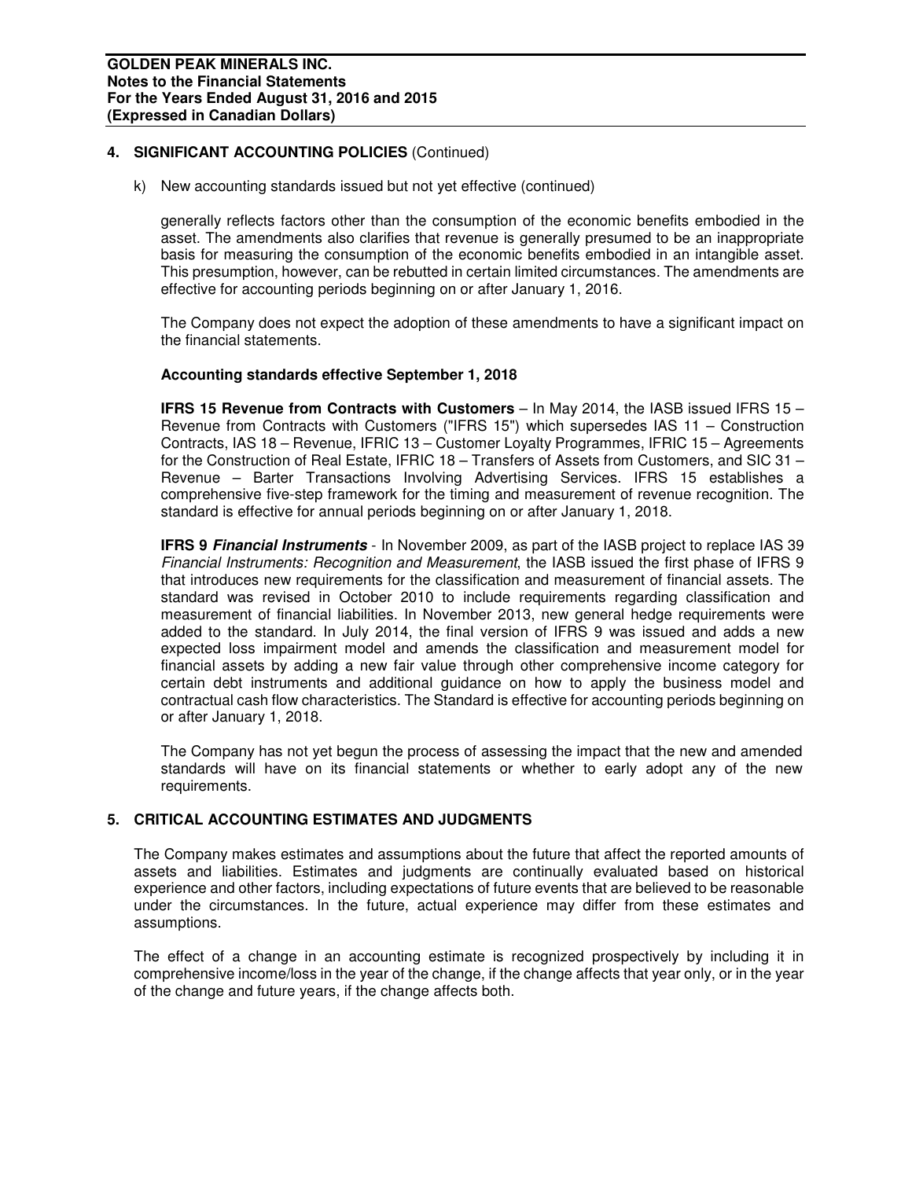## 4. SIGNIFICANT ACCOUNTING POLICIES (Continued)

k) New accounting standards issued but not yet effective (continued)

generally reflects factors other than the consumption of the economic benefits embodied in the asset. The amendments also clarifies that revenue is generally presumed to be an inappropriate basis for measuring the consumption of the economic benefits embodied in an intangible asset. This presumption, however, can be rebutted in certain limited circumstances. The amendments are effective for accounting periods beginning on or after January 1, 2016.

The Company does not expect the adoption of these amendments to have a significant impact on the financial statements.

**Accounting standards effective September 1, 2018**

**IFRS 15 Revenue from Contracts with Customers** – In May 2014, the IASB issued IFRS 15 – Revenue from Contracts with Customers ("IFRS 15") which supersedes IAS 11 – Construction Contracts, IAS 18 – Revenue, IFRIC 13 – Customer Loyalty Programmes, IFRIC 15 – Agreements for the Construction of Real Estate, IFRIC 18 – Transfers of Assets from Customers, and SIC 31 – Revenue – Barter Transactions Involving Advertising Services. IFRS 15 establishes a comprehensive five-step framework for the timing and measurement of revenue recognition. The standard is effective for annual periods beginning on or after January 1, 2018.

**IFRS 9 *Financial Instruments*** - In November 2009, as part of the IASB project to replace IAS 39 *Financial Instruments: Recognition and Measurement*, the IASB issued the first phase of IFRS 9 that introduces new requirements for the classification and measurement of financial assets. The standard was revised in October 2010 to include requirements regarding classification and measurement of financial liabilities. In November 2013, new general hedge requirements were added to the standard. In July 2014, the final version of IFRS 9 was issued and adds a new expected loss impairment model and amends the classification and measurement model for financial assets by adding a new fair value through other comprehensive income category for certain debt instruments and additional guidance on how to apply the business model and contractual cash flow characteristics. The Standard is effective for accounting periods beginning on or after January 1, 2018.

The Company has not yet begun the process of assessing the impact that the new and amended standards will have on its financial statements or whether to early adopt any of the new requirements.

## 5. CRITICAL ACCOUNTING ESTIMATES AND JUDGMENTS

The Company makes estimates and assumptions about the future that affect the reported amounts of assets and liabilities. Estimates and judgments are continually evaluated based on historical experience and other factors, including expectations of future events that are believed to be reasonable under the circumstances. In the future, actual experience may differ from these estimates and assumptions.

The effect of a change in an accounting estimate is recognized prospectively by including it in comprehensive income/loss in the year of the change, if the change affects that year only, or in the year of the change and future years, if the change affects both.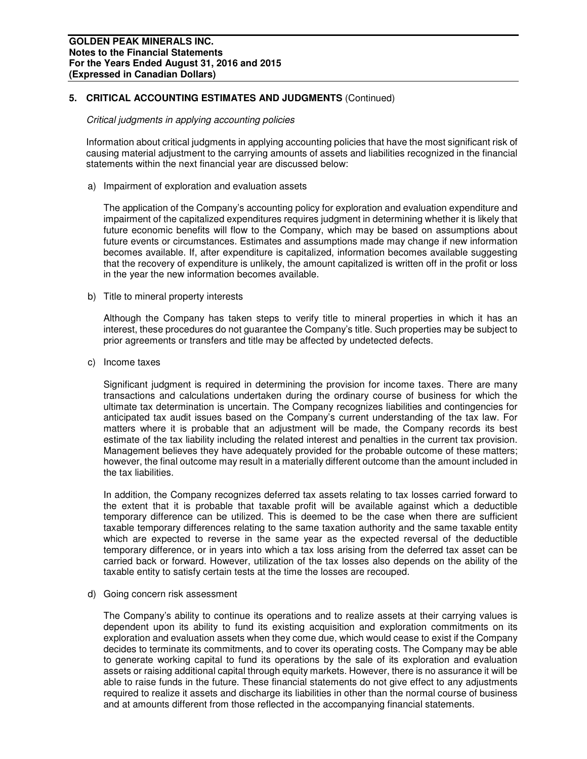## 5. CRITICAL ACCOUNTING ESTIMATES AND JUDGMENTS (Continued)

*Critical judgments in applying accounting policies*

Information about critical judgments in applying accounting policies that have the most significant risk of causing material adjustment to the carrying amounts of assets and liabilities recognized in the financial statements within the next financial year are discussed below:

a) Impairment of exploration and evaluation assets

The application of the Company's accounting policy for exploration and evaluation expenditure and impairment of the capitalized expenditures requires judgment in determining whether it is likely that future economic benefits will flow to the Company, which may be based on assumptions about future events or circumstances. Estimates and assumptions made may change if new information becomes available. If, after expenditure is capitalized, information becomes available suggesting that the recovery of expenditure is unlikely, the amount capitalized is written off in the profit or loss in the year the new information becomes available.

b) Title to mineral property interests

Although the Company has taken steps to verify title to mineral properties in which it has an interest, these procedures do not guarantee the Company's title. Such properties may be subject to prior agreements or transfers and title may be affected by undetected defects.

c) Income taxes

Significant judgment is required in determining the provision for income taxes. There are many transactions and calculations undertaken during the ordinary course of business for which the ultimate tax determination is uncertain. The Company recognizes liabilities and contingencies for anticipated tax audit issues based on the Company's current understanding of the tax law. For matters where it is probable that an adjustment will be made, the Company records its best estimate of the tax liability including the related interest and penalties in the current tax provision. Management believes they have adequately provided for the probable outcome of these matters; however, the final outcome may result in a materially different outcome than the amount included in the tax liabilities.

In addition, the Company recognizes deferred tax assets relating to tax losses carried forward to the extent that it is probable that taxable profit will be available against which a deductible temporary difference can be utilized. This is deemed to be the case when there are sufficient taxable temporary differences relating to the same taxation authority and the same taxable entity which are expected to reverse in the same year as the expected reversal of the deductible temporary difference, or in years into which a tax loss arising from the deferred tax asset can be carried back or forward. However, utilization of the tax losses also depends on the ability of the taxable entity to satisfy certain tests at the time the losses are recouped.

d) Going concern risk assessment

The Company's ability to continue its operations and to realize assets at their carrying values is dependent upon its ability to fund its existing acquisition and exploration commitments on its exploration and evaluation assets when they come due, which would cease to exist if the Company decides to terminate its commitments, and to cover its operating costs. The Company may be able to generate working capital to fund its operations by the sale of its exploration and evaluation assets or raising additional capital through equity markets. However, there is no assurance it will be able to raise funds in the future. These financial statements do not give effect to any adjustments required to realize it assets and discharge its liabilities in other than the normal course of business and at amounts different from those reflected in the accompanying financial statements.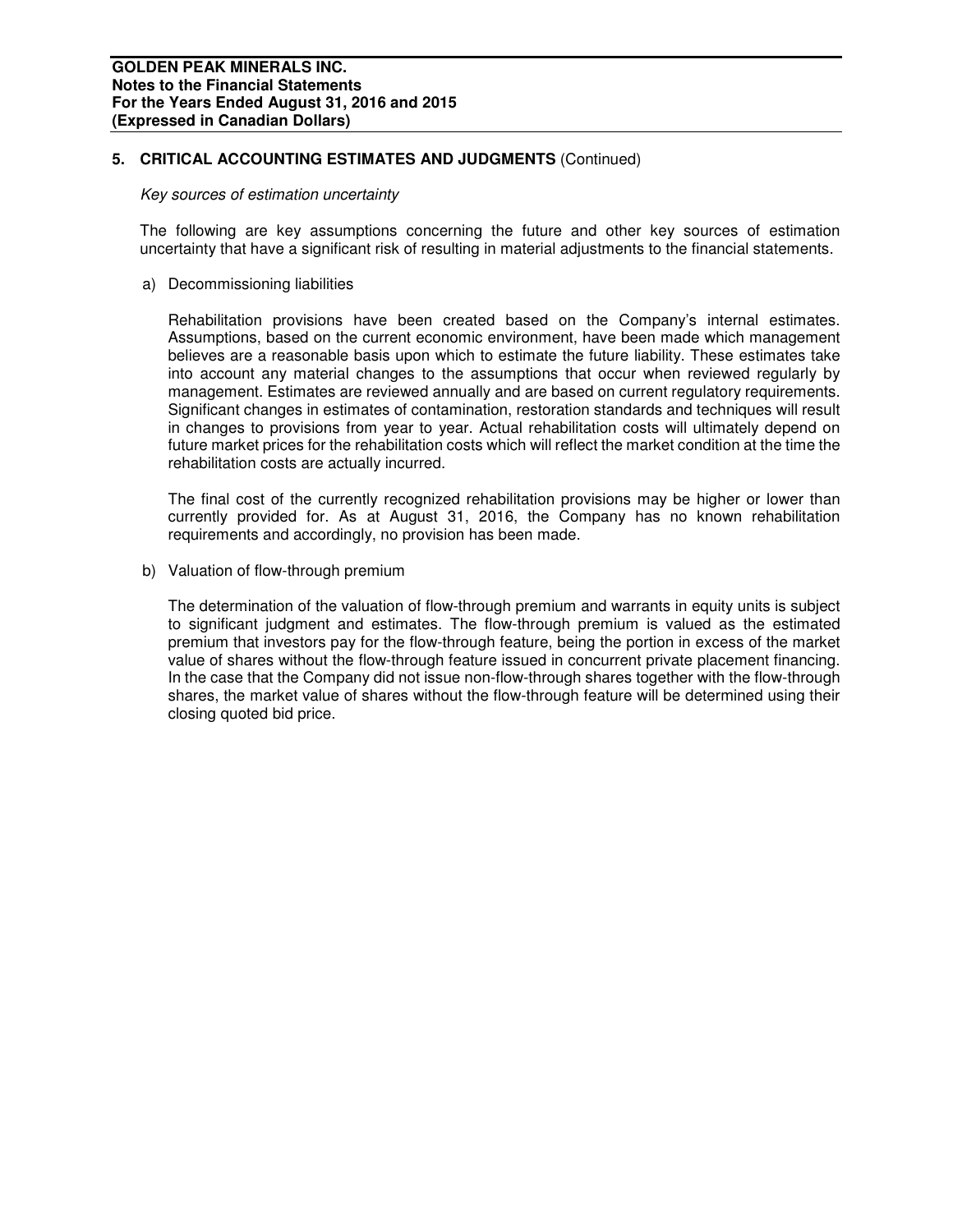## 5. CRITICAL ACCOUNTING ESTIMATES AND JUDGMENTS (Continued)

*Key sources of estimation uncertainty*

The following are key assumptions concerning the future and other key sources of estimation uncertainty that have a significant risk of resulting in material adjustments to the financial statements.

a) Decommissioning liabilities

Rehabilitation provisions have been created based on the Company's internal estimates. Assumptions, based on the current economic environment, have been made which management believes are a reasonable basis upon which to estimate the future liability. These estimates take into account any material changes to the assumptions that occur when reviewed regularly by management. Estimates are reviewed annually and are based on current regulatory requirements. Significant changes in estimates of contamination, restoration standards and techniques will result in changes to provisions from year to year. Actual rehabilitation costs will ultimately depend on future market prices for the rehabilitation costs which will reflect the market condition at the time the rehabilitation costs are actually incurred.

The final cost of the currently recognized rehabilitation provisions may be higher or lower than currently provided for. As at August 31, 2016, the Company has no known rehabilitation requirements and accordingly, no provision has been made.

b) Valuation of flow-through premium

The determination of the valuation of flow-through premium and warrants in equity units is subject to significant judgment and estimates. The flow-through premium is valued as the estimated premium that investors pay for the flow-through feature, being the portion in excess of the market value of shares without the flow-through feature issued in concurrent private placement financing. In the case that the Company did not issue non-flow-through shares together with the flow-through shares, the market value of shares without the flow-through feature will be determined using their closing quoted bid price.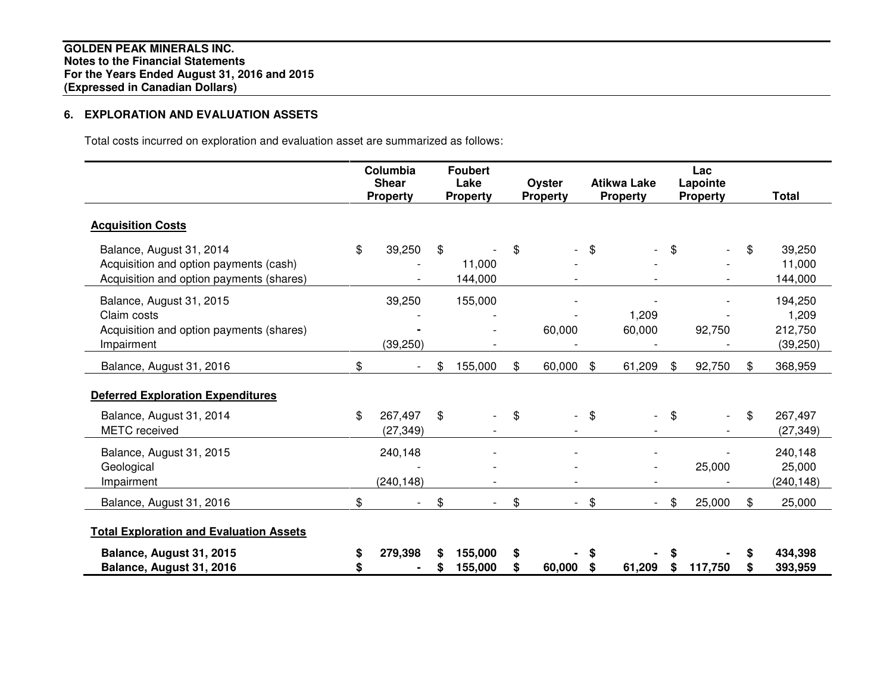## 6. EXPLORATION AND EVALUATION ASSETS

Total costs incurred on exploration and evaluation asset are summarized as follows:

| | Columbia Shear Property | Foubert Lake Property | Oyster Property | Atikwa Lake Property | Lac Lapointe Property | Total |
|---|---|---|---|---|---|---|
| **Acquisition Costs** | | | | | | |
| Balance, August 31, 2014 | $ 39,250 | $ - | $ - | $ - | $ - | $ 39,250 |
| Acquisition and option payments (cash) | - | 11,000 | - | - | - | 11,000 |
| Acquisition and option payments (shares) | - | 144,000 | - | - | - | 144,000 |
| Balance, August 31, 2015 | 39,250 | 155,000 | - | - | - | 194,250 |
| Claim costs | - | - | - | 1,209 | - | 1,209 |
| Acquisition and option payments (shares) | - | - | 60,000 | 60,000 | 92,750 | 212,750 |
| Impairment | (39,250) | - | - | - | - | (39,250) |
| Balance, August 31, 2016 | $ - | $ 155,000 | $ 60,000 | $ 61,209 | $ 92,750 | $ 368,959 |
| **Deferred Exploration Expenditures** | | | | | | |
| Balance, August 31, 2014 | $ 267,497 | $ - | $ - | $ - | $ - | $ 267,497 |
| METC received | (27,349) | - | - | - | - | (27,349) |
| Balance, August 31, 2015 | 240,148 | - | - | - | - | 240,148 |
| Geological | - | - | - | - | 25,000 | 25,000 |
| Impairment | (240,148) | - | - | - | - | (240,148) |
| Balance, August 31, 2016 | $ - | $ - | $ - | $ - | $ 25,000 | $ 25,000 |
| **Total Exploration and Evaluation Assets** | | | | | | |
| **Balance, August 31, 2015** | **$ 279,398** | **$ 155,000** | **$ -** | **$ -** | **$ -** | **$ 434,398** |
| **Balance, August 31, 2016** | **$ -** | **$ 155,000** | **$ 60,000** | **$ 61,209** | **$ 117,750** | **$ 393,959** |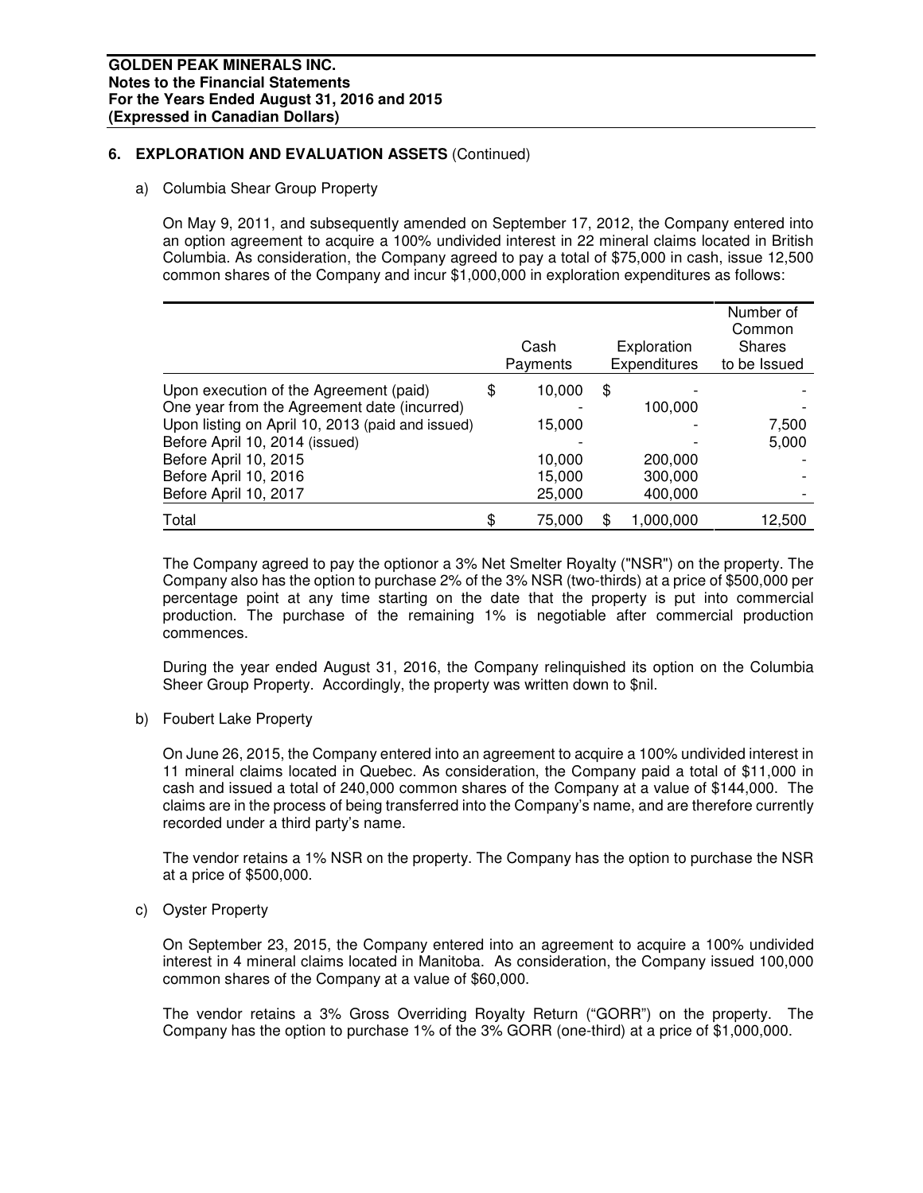## 6. EXPLORATION AND EVALUATION ASSETS (Continued)

a) Columbia Shear Group Property

On May 9, 2011, and subsequently amended on September 17, 2012, the Company entered into an option agreement to acquire a 100% undivided interest in 22 mineral claims located in British Columbia. As consideration, the Company agreed to pay a total of $75,000 in cash, issue 12,500 common shares of the Company and incur $1,000,000 in exploration expenditures as follows:

| | Cash Payments | Exploration Expenditures | Number of Common Shares to be Issued |
|---|---|---|---|
| Upon execution of the Agreement (paid) | $ 10,000 | $ - | - |
| One year from the Agreement date (incurred) | - | 100,000 | - |
| Upon listing on April 10, 2013 (paid and issued) | 15,000 | - | 7,500 |
| Before April 10, 2014 (issued) | - | - | 5,000 |
| Before April 10, 2015 | 10,000 | 200,000 | - |
| Before April 10, 2016 | 15,000 | 300,000 | - |
| Before April 10, 2017 | 25,000 | 400,000 | - |
| Total | $ 75,000 | $ 1,000,000 | 12,500 |

The Company agreed to pay the optionor a 3% Net Smelter Royalty ("NSR") on the property. The Company also has the option to purchase 2% of the 3% NSR (two-thirds) at a price of $500,000 per percentage point at any time starting on the date that the property is put into commercial production. The purchase of the remaining 1% is negotiable after commercial production commences.

During the year ended August 31, 2016, the Company relinquished its option on the Columbia Sheer Group Property. Accordingly, the property was written down to $nil.

b) Foubert Lake Property

On June 26, 2015, the Company entered into an agreement to acquire a 100% undivided interest in 11 mineral claims located in Quebec. As consideration, the Company paid a total of $11,000 in cash and issued a total of 240,000 common shares of the Company at a value of $144,000. The claims are in the process of being transferred into the Company's name, and are therefore currently recorded under a third party's name.

The vendor retains a 1% NSR on the property. The Company has the option to purchase the NSR at a price of $500,000.

c) Oyster Property

On September 23, 2015, the Company entered into an agreement to acquire a 100% undivided interest in 4 mineral claims located in Manitoba. As consideration, the Company issued 100,000 common shares of the Company at a value of $60,000.

The vendor retains a 3% Gross Overriding Royalty Return ("GORR") on the property. The Company has the option to purchase 1% of the 3% GORR (one-third) at a price of $1,000,000.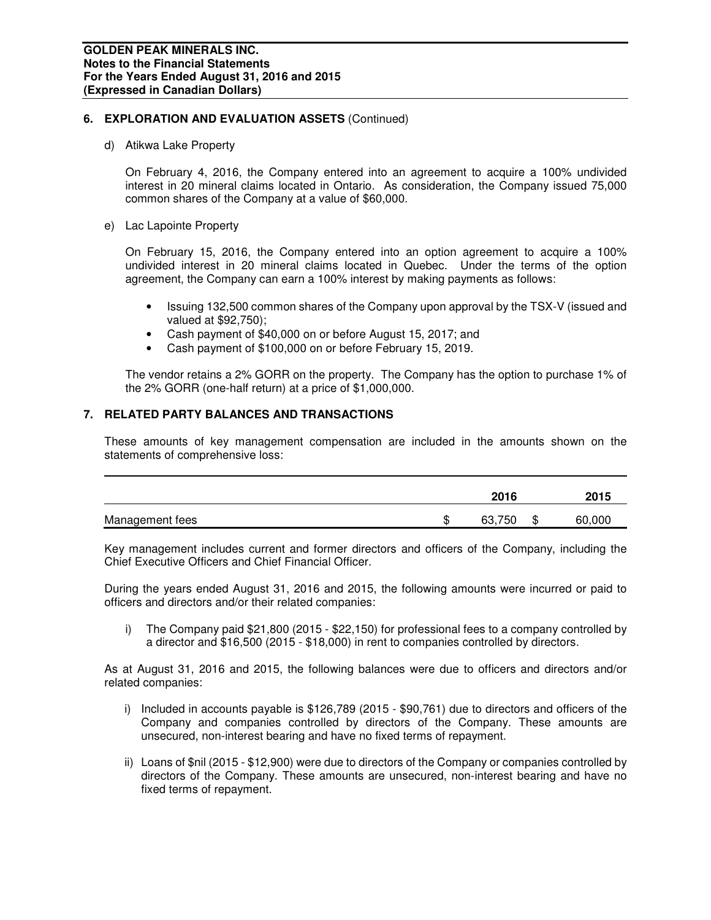## 6. EXPLORATION AND EVALUATION ASSETS (Continued)

d) Atikwa Lake Property

On February 4, 2016, the Company entered into an agreement to acquire a 100% undivided interest in 20 mineral claims located in Ontario. As consideration, the Company issued 75,000 common shares of the Company at a value of $60,000.

e) Lac Lapointe Property

On February 15, 2016, the Company entered into an option agreement to acquire a 100% undivided interest in 20 mineral claims located in Quebec. Under the terms of the option agreement, the Company can earn a 100% interest by making payments as follows:

- Issuing 132,500 common shares of the Company upon approval by the TSX-V (issued and valued at $92,750);
- Cash payment of $40,000 on or before August 15, 2017; and
- Cash payment of $100,000 on or before February 15, 2019.

The vendor retains a 2% GORR on the property. The Company has the option to purchase 1% of the 2% GORR (one-half return) at a price of $1,000,000.

## 7. RELATED PARTY BALANCES AND TRANSACTIONS

These amounts of key management compensation are included in the amounts shown on the statements of comprehensive loss:

| | 2016 | 2015 |
|---|---|---|
| Management fees | $ 63,750 | $ 60,000 |

Key management includes current and former directors and officers of the Company, including the Chief Executive Officers and Chief Financial Officer.

During the years ended August 31, 2016 and 2015, the following amounts were incurred or paid to officers and directors and/or their related companies:

i) The Company paid $21,800 (2015 - $22,150) for professional fees to a company controlled by a director and $16,500 (2015 - $18,000) in rent to companies controlled by directors.

As at August 31, 2016 and 2015, the following balances were due to officers and directors and/or related companies:

i) Included in accounts payable is $126,789 (2015 - $90,761) due to directors and officers of the Company and companies controlled by directors of the Company. These amounts are unsecured, non-interest bearing and have no fixed terms of repayment.

ii) Loans of $nil (2015 - $12,900) were due to directors of the Company or companies controlled by directors of the Company. These amounts are unsecured, non-interest bearing and have no fixed terms of repayment.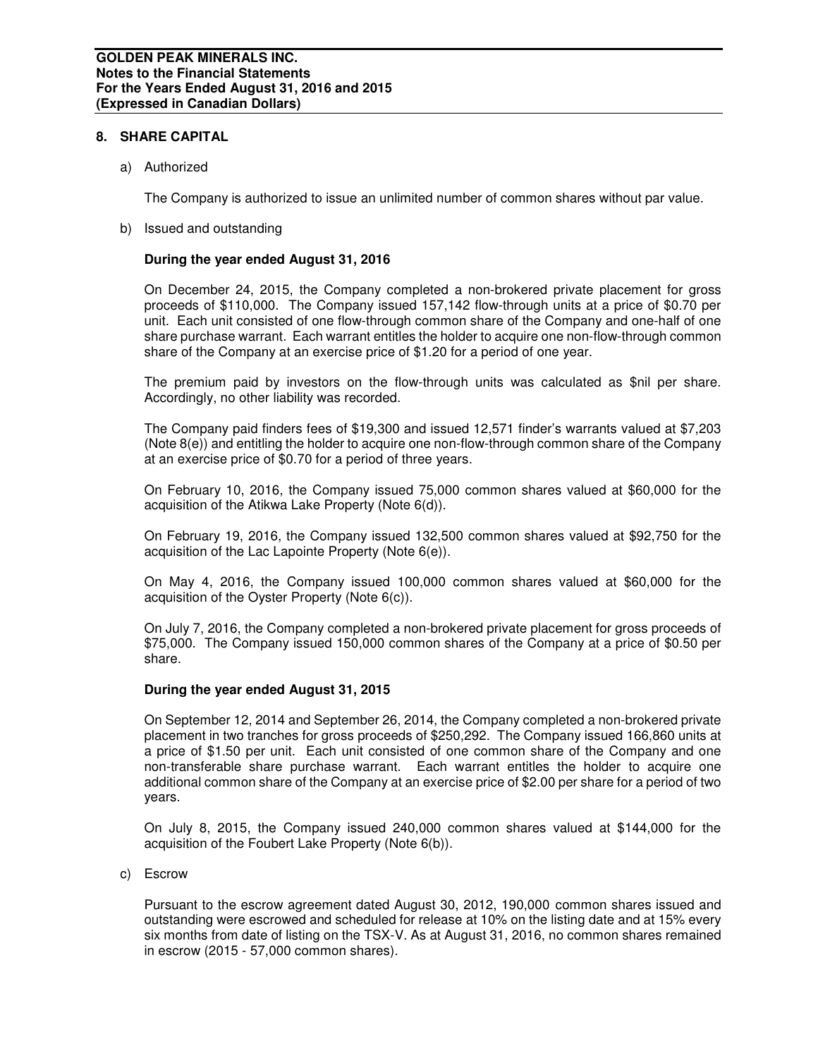## 8. SHARE CAPITAL

a) Authorized

The Company is authorized to issue an unlimited number of common shares without par value.

b) Issued and outstanding

**During the year ended August 31, 2016**

On December 24, 2015, the Company completed a non-brokered private placement for gross proceeds of $110,000. The Company issued 157,142 flow-through units at a price of $0.70 per unit. Each unit consisted of one flow-through common share of the Company and one-half of one share purchase warrant. Each warrant entitles the holder to acquire one non-flow-through common share of the Company at an exercise price of $1.20 for a period of one year.

The premium paid by investors on the flow-through units was calculated as $nil per share. Accordingly, no other liability was recorded.

The Company paid finders fees of $19,300 and issued 12,571 finder's warrants valued at $7,203 (Note 8(e)) and entitling the holder to acquire one non-flow-through common share of the Company at an exercise price of $0.70 for a period of three years.

On February 10, 2016, the Company issued 75,000 common shares valued at $60,000 for the acquisition of the Atikwa Lake Property (Note 6(d)).

On February 19, 2016, the Company issued 132,500 common shares valued at $92,750 for the acquisition of the Lac Lapointe Property (Note 6(e)).

On May 4, 2016, the Company issued 100,000 common shares valued at $60,000 for the acquisition of the Oyster Property (Note 6(c)).

On July 7, 2016, the Company completed a non-brokered private placement for gross proceeds of $75,000. The Company issued 150,000 common shares of the Company at a price of $0.50 per share.

**During the year ended August 31, 2015**

On September 12, 2014 and September 26, 2014, the Company completed a non-brokered private placement in two tranches for gross proceeds of $250,292. The Company issued 166,860 units at a price of $1.50 per unit. Each unit consisted of one common share of the Company and one non-transferable share purchase warrant. Each warrant entitles the holder to acquire one additional common share of the Company at an exercise price of $2.00 per share for a period of two years.

On July 8, 2015, the Company issued 240,000 common shares valued at $144,000 for the acquisition of the Foubert Lake Property (Note 6(b)).

c) Escrow

Pursuant to the escrow agreement dated August 30, 2012, 190,000 common shares issued and outstanding were escrowed and scheduled for release at 10% on the listing date and at 15% every six months from date of listing on the TSX-V. As at August 31, 2016, no common shares remained in escrow (2015 - 57,000 common shares).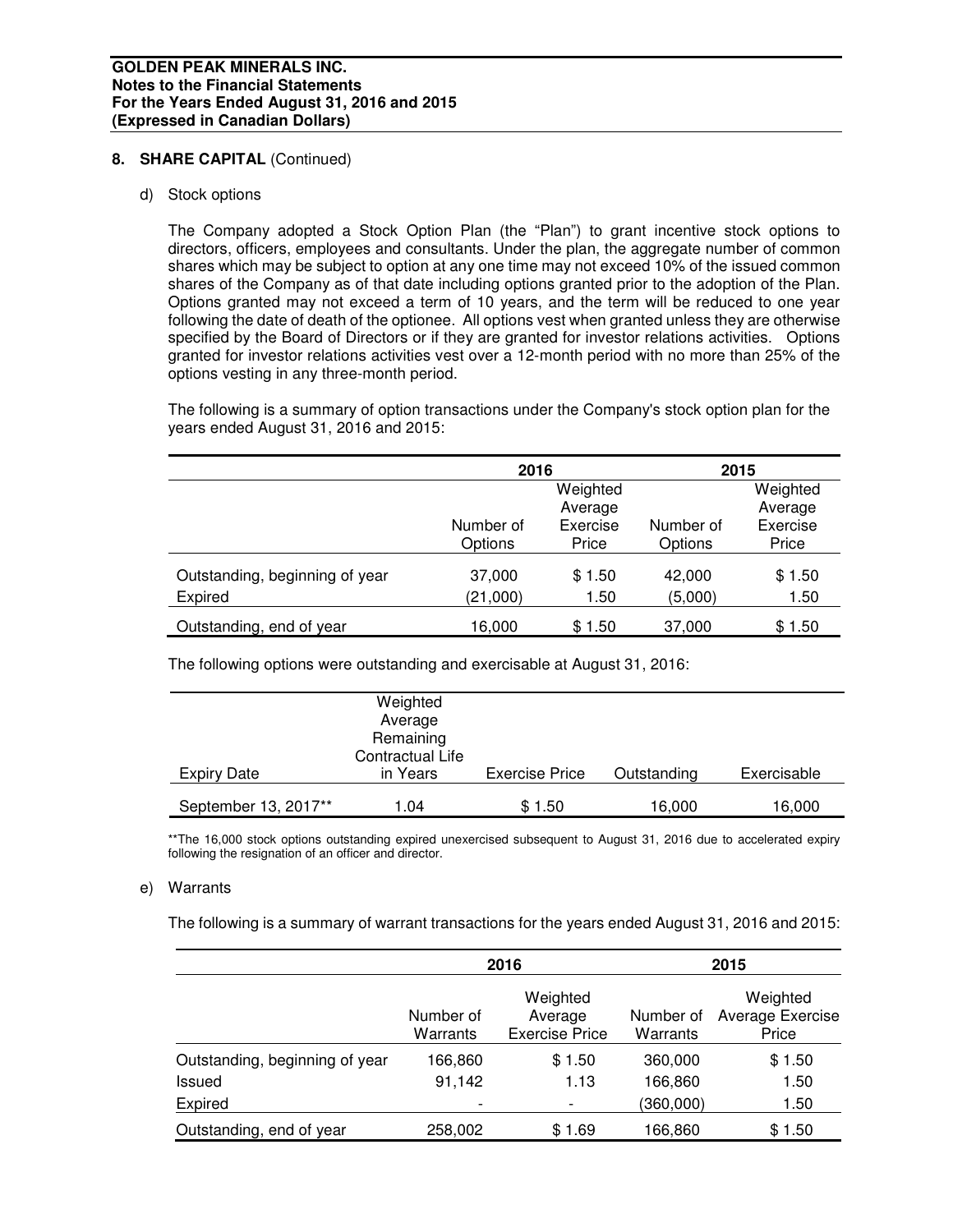## 8. SHARE CAPITAL (Continued)

### d) Stock options

The Company adopted a Stock Option Plan (the "Plan") to grant incentive stock options to directors, officers, employees and consultants. Under the plan, the aggregate number of common shares which may be subject to option at any one time may not exceed 10% of the issued common shares of the Company as of that date including options granted prior to the adoption of the Plan. Options granted may not exceed a term of 10 years, and the term will be reduced to one year following the date of death of the optionee. All options vest when granted unless they are otherwise specified by the Board of Directors or if they are granted for investor relations activities. Options granted for investor relations activities vest over a 12-month period with no more than 25% of the options vesting in any three-month period.

The following is a summary of option transactions under the Company's stock option plan for the years ended August 31, 2016 and 2015:

| | 2016 | | 2015 | |
|---|---|---|---|---|
| | Number of Options | Weighted Average Exercise Price | Number of Options | Weighted Average Exercise Price |
| Outstanding, beginning of year | 37,000 | $ 1.50 | 42,000 | $ 1.50 |
| Expired | (21,000) | 1.50 | (5,000) | 1.50 |
| Outstanding, end of year | 16,000 | $ 1.50 | 37,000 | $ 1.50 |

The following options were outstanding and exercisable at August 31, 2016:

| Expiry Date | Weighted Average Remaining Contractual Life in Years | Exercise Price | Outstanding | Exercisable |
|---|---|---|---|---|
| September 13, 2017** | 1.04 | $ 1.50 | 16,000 | 16,000 |

**The 16,000 stock options outstanding expired unexercised subsequent to August 31, 2016 due to accelerated expiry following the resignation of an officer and director.

### e) Warrants

The following is a summary of warrant transactions for the years ended August 31, 2016 and 2015:

| | 2016 | | 2015 | |
|---|---|---|---|---|
| | Number of Warrants | Weighted Average Exercise Price | Number of Warrants | Weighted Average Exercise Price |
| Outstanding, beginning of year | 166,860 | $ 1.50 | 360,000 | $ 1.50 |
| Issued | 91,142 | 1.13 | 166,860 | 1.50 |
| Expired | - | - | (360,000) | 1.50 |
| Outstanding, end of year | 258,002 | $ 1.69 | 166,860 | $ 1.50 |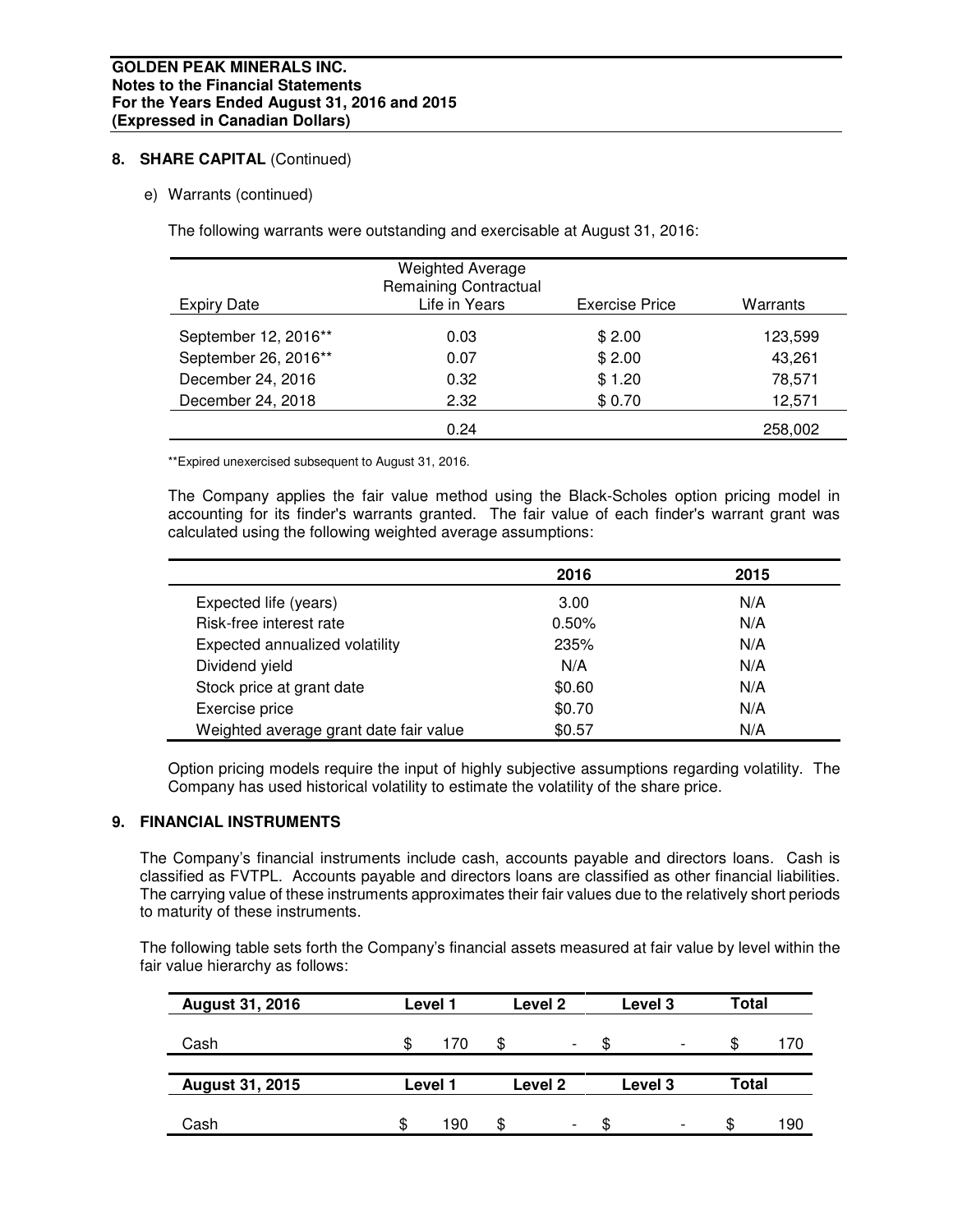## 8. SHARE CAPITAL (Continued)

e) Warrants (continued)

The following warrants were outstanding and exercisable at August 31, 2016:

| Expiry Date | Weighted Average Remaining Contractual Life in Years | Exercise Price | Warrants |
|---|---|---|---|
| September 12, 2016** | 0.03 | $ 2.00 | 123,599 |
| September 26, 2016** | 0.07 | $ 2.00 | 43,261 |
| December 24, 2016 | 0.32 | $ 1.20 | 78,571 |
| December 24, 2018 | 2.32 | $ 0.70 | 12,571 |
| | 0.24 | | 258,002 |

**Expired unexercised subsequent to August 31, 2016.

The Company applies the fair value method using the Black-Scholes option pricing model in accounting for its finder's warrants granted. The fair value of each finder's warrant grant was calculated using the following weighted average assumptions:

| | 2016 | 2015 |
|---|---|---|
| Expected life (years) | 3.00 | N/A |
| Risk-free interest rate | 0.50% | N/A |
| Expected annualized volatility | 235% | N/A |
| Dividend yield | N/A | N/A |
| Stock price at grant date | $0.60 | N/A |
| Exercise price | $0.70 | N/A |
| Weighted average grant date fair value | $0.57 | N/A |

Option pricing models require the input of highly subjective assumptions regarding volatility. The Company has used historical volatility to estimate the volatility of the share price.

## 9. FINANCIAL INSTRUMENTS

The Company's financial instruments include cash, accounts payable and directors loans. Cash is classified as FVTPL. Accounts payable and directors loans are classified as other financial liabilities. The carrying value of these instruments approximates their fair values due to the relatively short periods to maturity of these instruments.

The following table sets forth the Company's financial assets measured at fair value by level within the fair value hierarchy as follows:

| August 31, 2016 | Level 1 | Level 2 | Level 3 | Total |
|---|---|---|---|---|
| Cash | $ 170 | $ - | $ - | $ 170 |

| August 31, 2015 | Level 1 | Level 2 | Level 3 | Total |
|---|---|---|---|---|
| Cash | $ 190 | $ - | $ - | $ 190 |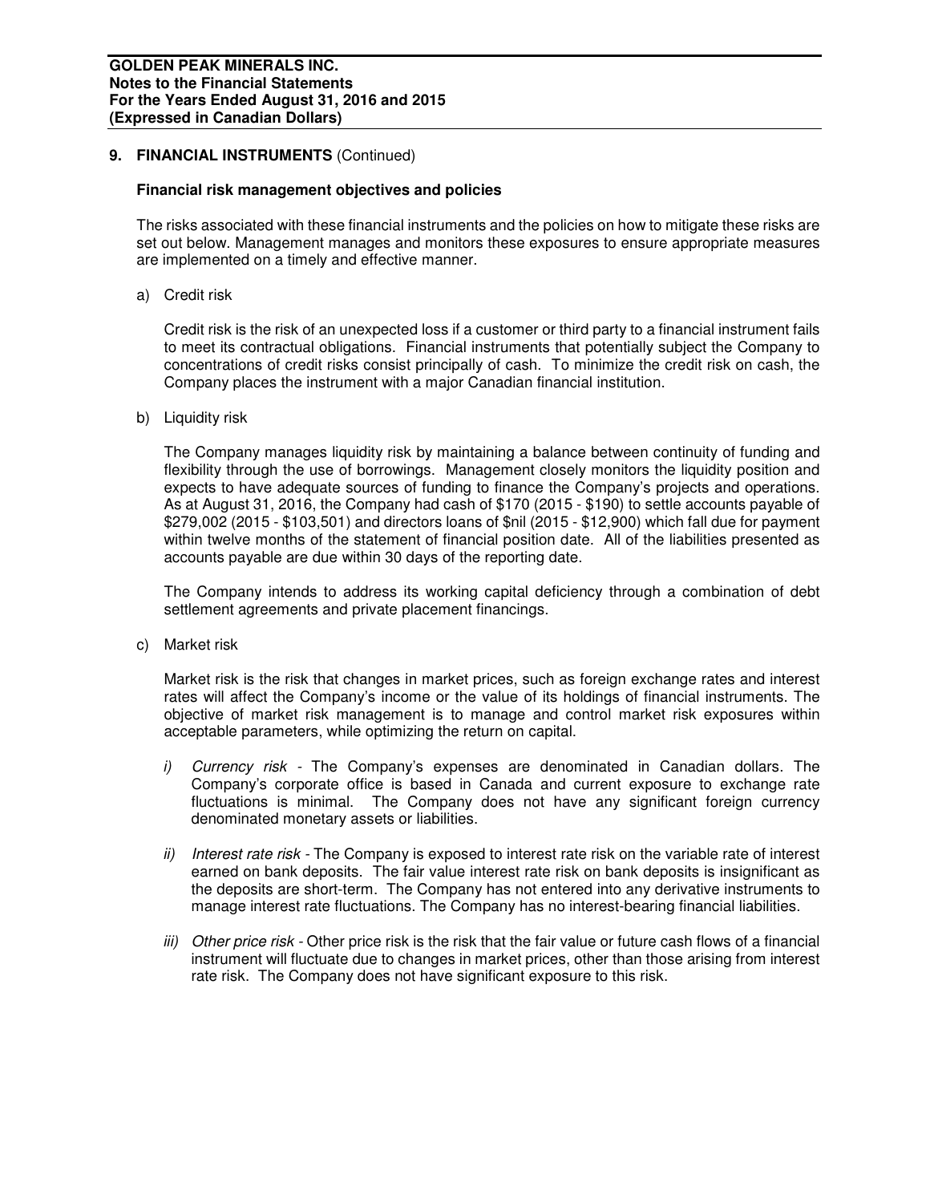## 9. FINANCIAL INSTRUMENTS (Continued)

### Financial risk management objectives and policies

The risks associated with these financial instruments and the policies on how to mitigate these risks are set out below. Management manages and monitors these exposures to ensure appropriate measures are implemented on a timely and effective manner.

a) Credit risk

Credit risk is the risk of an unexpected loss if a customer or third party to a financial instrument fails to meet its contractual obligations. Financial instruments that potentially subject the Company to concentrations of credit risks consist principally of cash. To minimize the credit risk on cash, the Company places the instrument with a major Canadian financial institution.

b) Liquidity risk

The Company manages liquidity risk by maintaining a balance between continuity of funding and flexibility through the use of borrowings. Management closely monitors the liquidity position and expects to have adequate sources of funding to finance the Company's projects and operations. As at August 31, 2016, the Company had cash of $170 (2015 - $190) to settle accounts payable of $279,002 (2015 - $103,501) and directors loans of $nil (2015 - $12,900) which fall due for payment within twelve months of the statement of financial position date. All of the liabilities presented as accounts payable are due within 30 days of the reporting date.

The Company intends to address its working capital deficiency through a combination of debt settlement agreements and private placement financings.

c) Market risk

Market risk is the risk that changes in market prices, such as foreign exchange rates and interest rates will affect the Company's income or the value of its holdings of financial instruments. The objective of market risk management is to manage and control market risk exposures within acceptable parameters, while optimizing the return on capital.

*i) Currency risk* - The Company's expenses are denominated in Canadian dollars. The Company's corporate office is based in Canada and current exposure to exchange rate fluctuations is minimal. The Company does not have any significant foreign currency denominated monetary assets or liabilities.

*ii) Interest rate risk* - The Company is exposed to interest rate risk on the variable rate of interest earned on bank deposits. The fair value interest rate risk on bank deposits is insignificant as the deposits are short-term. The Company has not entered into any derivative instruments to manage interest rate fluctuations. The Company has no interest-bearing financial liabilities.

*iii) Other price risk* - Other price risk is the risk that the fair value or future cash flows of a financial instrument will fluctuate due to changes in market prices, other than those arising from interest rate risk. The Company does not have significant exposure to this risk.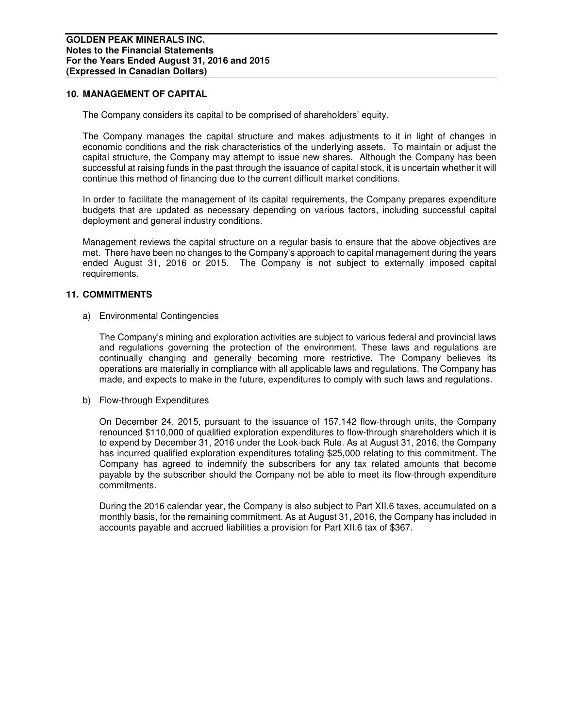## 10. MANAGEMENT OF CAPITAL

The Company considers its capital to be comprised of shareholders' equity.

The Company manages the capital structure and makes adjustments to it in light of changes in economic conditions and the risk characteristics of the underlying assets. To maintain or adjust the capital structure, the Company may attempt to issue new shares. Although the Company has been successful at raising funds in the past through the issuance of capital stock, it is uncertain whether it will continue this method of financing due to the current difficult market conditions.

In order to facilitate the management of its capital requirements, the Company prepares expenditure budgets that are updated as necessary depending on various factors, including successful capital deployment and general industry conditions.

Management reviews the capital structure on a regular basis to ensure that the above objectives are met. There have been no changes to the Company's approach to capital management during the years ended August 31, 2016 or 2015. The Company is not subject to externally imposed capital requirements.

## 11. COMMITMENTS

a) Environmental Contingencies

The Company's mining and exploration activities are subject to various federal and provincial laws and regulations governing the protection of the environment. These laws and regulations are continually changing and generally becoming more restrictive. The Company believes its operations are materially in compliance with all applicable laws and regulations. The Company has made, and expects to make in the future, expenditures to comply with such laws and regulations.

b) Flow-through Expenditures

On December 24, 2015, pursuant to the issuance of 157,142 flow-through units, the Company renounced $110,000 of qualified exploration expenditures to flow-through shareholders which it is to expend by December 31, 2016 under the Look-back Rule. As at August 31, 2016, the Company has incurred qualified exploration expenditures totaling $25,000 relating to this commitment. The Company has agreed to indemnify the subscribers for any tax related amounts that become payable by the subscriber should the Company not be able to meet its flow-through expenditure commitments.

During the 2016 calendar year, the Company is also subject to Part XII.6 taxes, accumulated on a monthly basis, for the remaining commitment. As at August 31, 2016, the Company has included in accounts payable and accrued liabilities a provision for Part XII.6 tax of $367.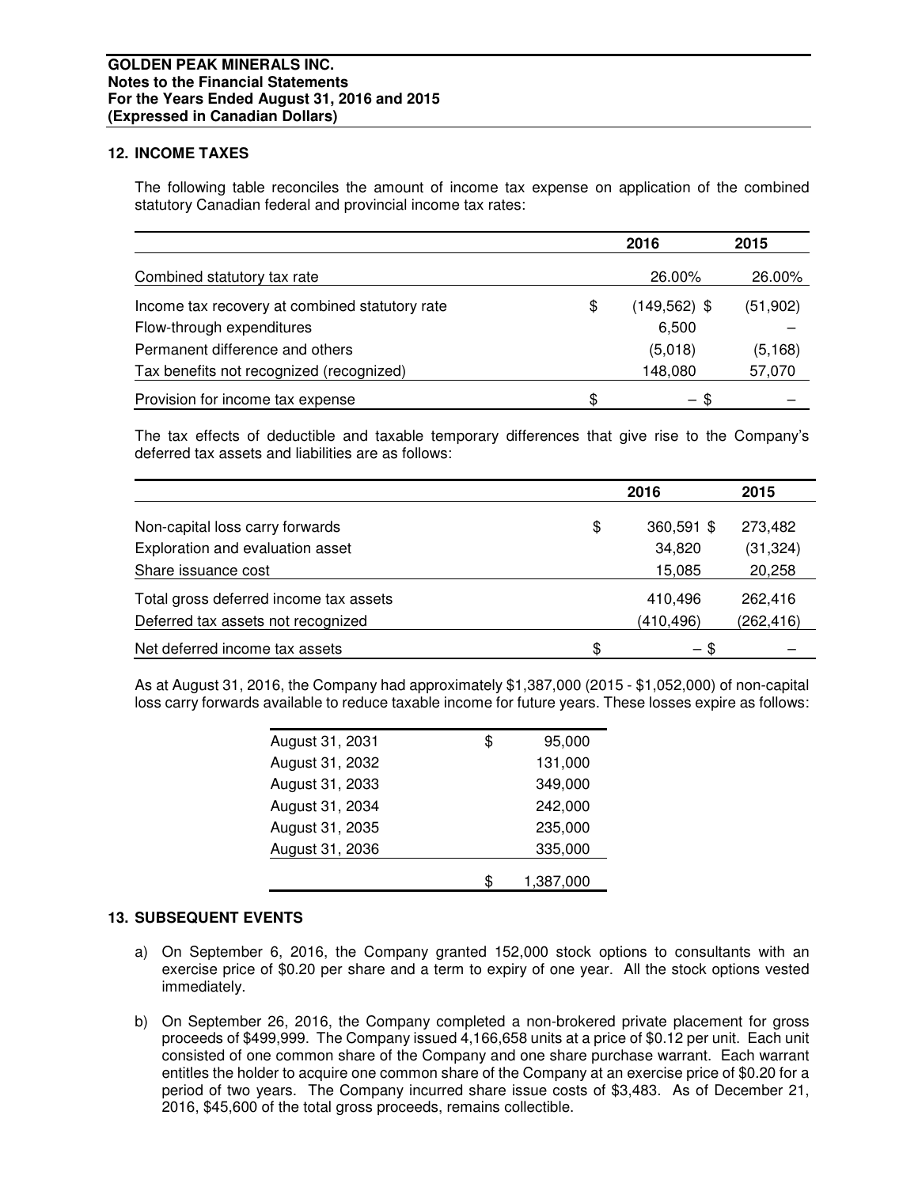## 12. INCOME TAXES

The following table reconciles the amount of income tax expense on application of the combined statutory Canadian federal and provincial income tax rates:

| | 2016 | 2015 |
|---|---|---|
| Combined statutory tax rate | 26.00% | 26.00% |
| Income tax recovery at combined statutory rate | $ (149,562) | $ (51,902) |
| Flow-through expenditures | 6,500 | – |
| Permanent difference and others | (5,018) | (5,168) |
| Tax benefits not recognized (recognized) | 148,080 | 57,070 |
| Provision for income tax expense | $ – | $ – |

The tax effects of deductible and taxable temporary differences that give rise to the Company's deferred tax assets and liabilities are as follows:

| | 2016 | 2015 |
|---|---|---|
| Non-capital loss carry forwards | $ 360,591 | $ 273,482 |
| Exploration and evaluation asset | 34,820 | (31,324) |
| Share issuance cost | 15,085 | 20,258 |
| Total gross deferred income tax assets | 410,496 | 262,416 |
| Deferred tax assets not recognized | (410,496) | (262,416) |
| Net deferred income tax assets | $ – | $ – |

As at August 31, 2016, the Company had approximately $1,387,000 (2015 - $1,052,000) of non-capital loss carry forwards available to reduce taxable income for future years. These losses expire as follows:

| | |
|---|---|
| August 31, 2031 | $ 95,000 |
| August 31, 2032 | 131,000 |
| August 31, 2033 | 349,000 |
| August 31, 2034 | 242,000 |
| August 31, 2035 | 235,000 |
| August 31, 2036 | 335,000 |
| | $ 1,387,000 |

## 13. SUBSEQUENT EVENTS

a) On September 6, 2016, the Company granted 152,000 stock options to consultants with an exercise price of $0.20 per share and a term to expiry of one year. All the stock options vested immediately.

b) On September 26, 2016, the Company completed a non-brokered private placement for gross proceeds of $499,999. The Company issued 4,166,658 units at a price of $0.12 per unit. Each unit consisted of one common share of the Company and one share purchase warrant. Each warrant entitles the holder to acquire one common share of the Company at an exercise price of $0.20 for a period of two years. The Company incurred share issue costs of $3,483. As of December 21, 2016, $45,600 of the total gross proceeds, remains collectible.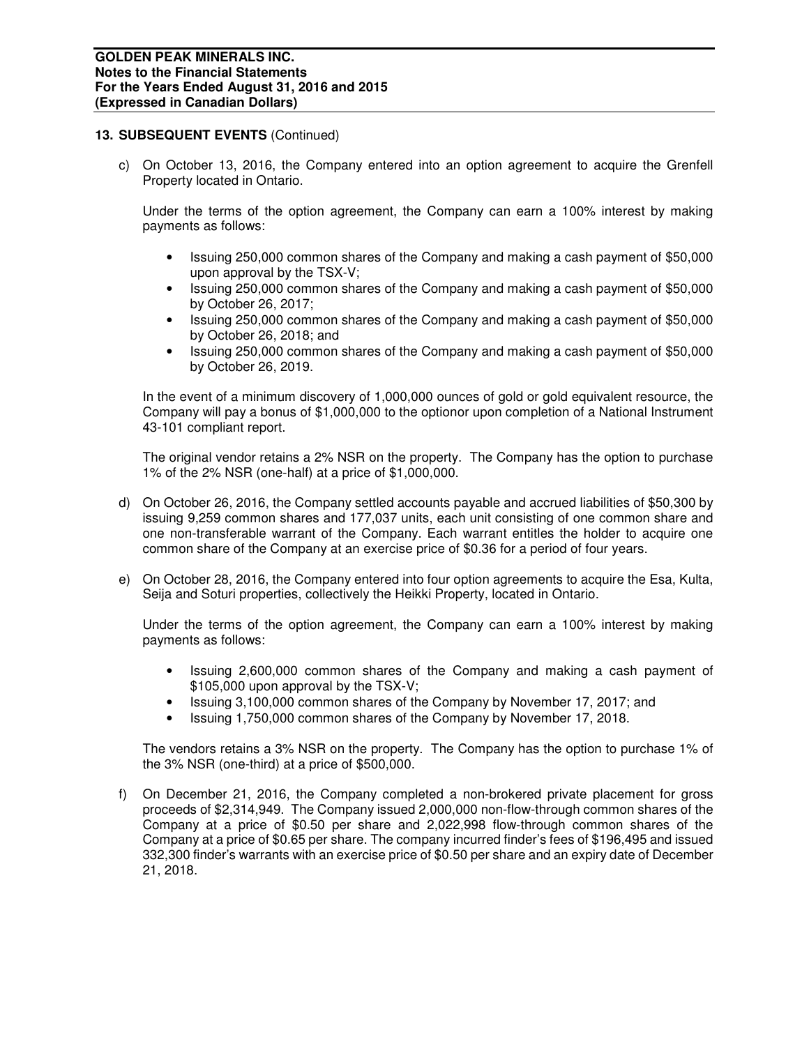## 13. SUBSEQUENT EVENTS (Continued)

c) On October 13, 2016, the Company entered into an option agreement to acquire the Grenfell Property located in Ontario.

Under the terms of the option agreement, the Company can earn a 100% interest by making payments as follows:

- Issuing 250,000 common shares of the Company and making a cash payment of $50,000 upon approval by the TSX-V;
- Issuing 250,000 common shares of the Company and making a cash payment of $50,000 by October 26, 2017;
- Issuing 250,000 common shares of the Company and making a cash payment of $50,000 by October 26, 2018; and
- Issuing 250,000 common shares of the Company and making a cash payment of $50,000 by October 26, 2019.

In the event of a minimum discovery of 1,000,000 ounces of gold or gold equivalent resource, the Company will pay a bonus of $1,000,000 to the optionor upon completion of a National Instrument 43-101 compliant report.

The original vendor retains a 2% NSR on the property. The Company has the option to purchase 1% of the 2% NSR (one-half) at a price of $1,000,000.

d) On October 26, 2016, the Company settled accounts payable and accrued liabilities of $50,300 by issuing 9,259 common shares and 177,037 units, each unit consisting of one common share and one non-transferable warrant of the Company. Each warrant entitles the holder to acquire one common share of the Company at an exercise price of $0.36 for a period of four years.

e) On October 28, 2016, the Company entered into four option agreements to acquire the Esa, Kulta, Seija and Soturi properties, collectively the Heikki Property, located in Ontario.

Under the terms of the option agreement, the Company can earn a 100% interest by making payments as follows:

- Issuing 2,600,000 common shares of the Company and making a cash payment of $105,000 upon approval by the TSX-V;
- Issuing 3,100,000 common shares of the Company by November 17, 2017; and
- Issuing 1,750,000 common shares of the Company by November 17, 2018.

The vendors retains a 3% NSR on the property. The Company has the option to purchase 1% of the 3% NSR (one-third) at a price of $500,000.

f) On December 21, 2016, the Company completed a non-brokered private placement for gross proceeds of $2,314,949. The Company issued 2,000,000 non-flow-through common shares of the Company at a price of $0.50 per share and 2,022,998 flow-through common shares of the Company at a price of $0.65 per share. The company incurred finder's fees of $196,495 and issued 332,300 finder's warrants with an exercise price of $0.50 per share and an expiry date of December 21, 2018.